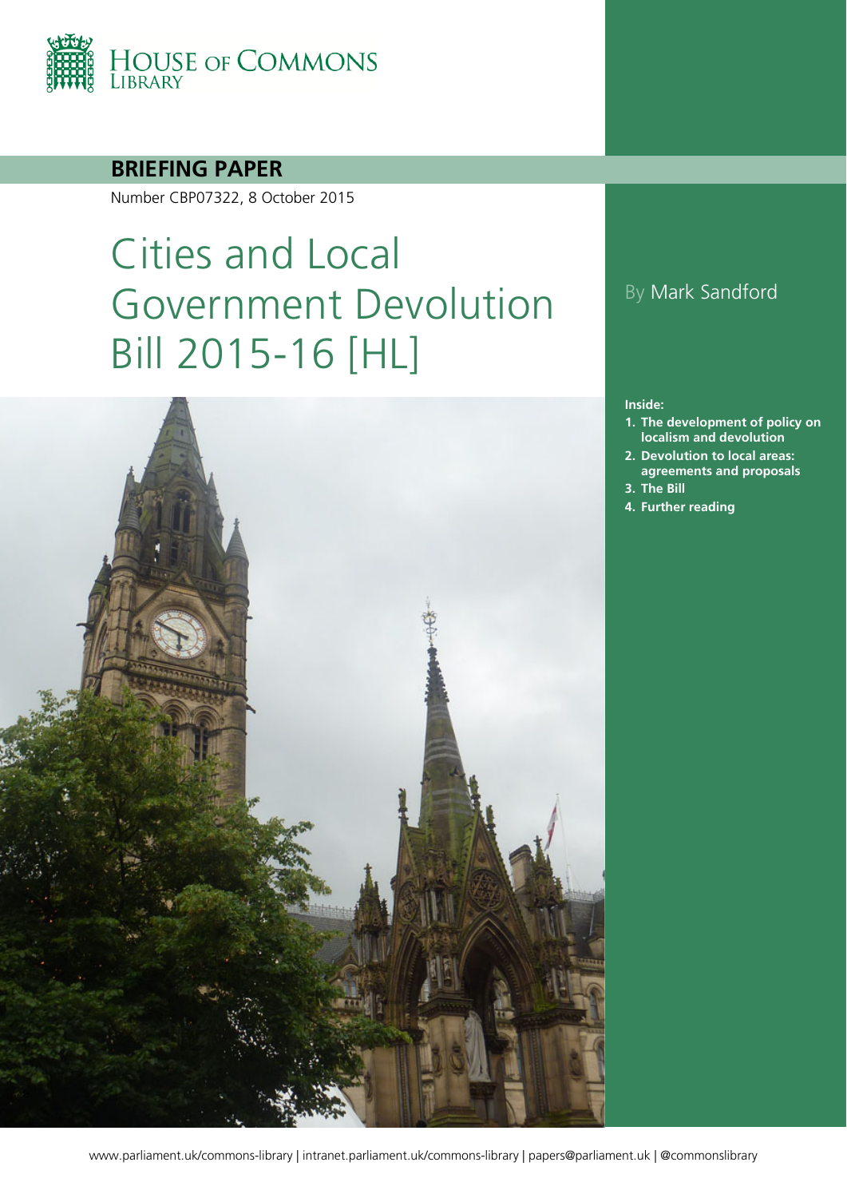HOUSE OF COMMONS LIBRARY

**BRIEFING PAPER**

Number CBP07322, 8 October 2015

# Cities and Local Government Devolution Bill 2015-16 [HL]

By Mark Sandford

**Inside:**

1. **The development of policy on localism and devolution**
2. **Devolution to local areas: agreements and proposals**
3. **The Bill**
4. **Further reading**

www.parliament.uk/commons-library | intranet.parliament.uk/commons-library | papers@parliament.uk | @commonslibrary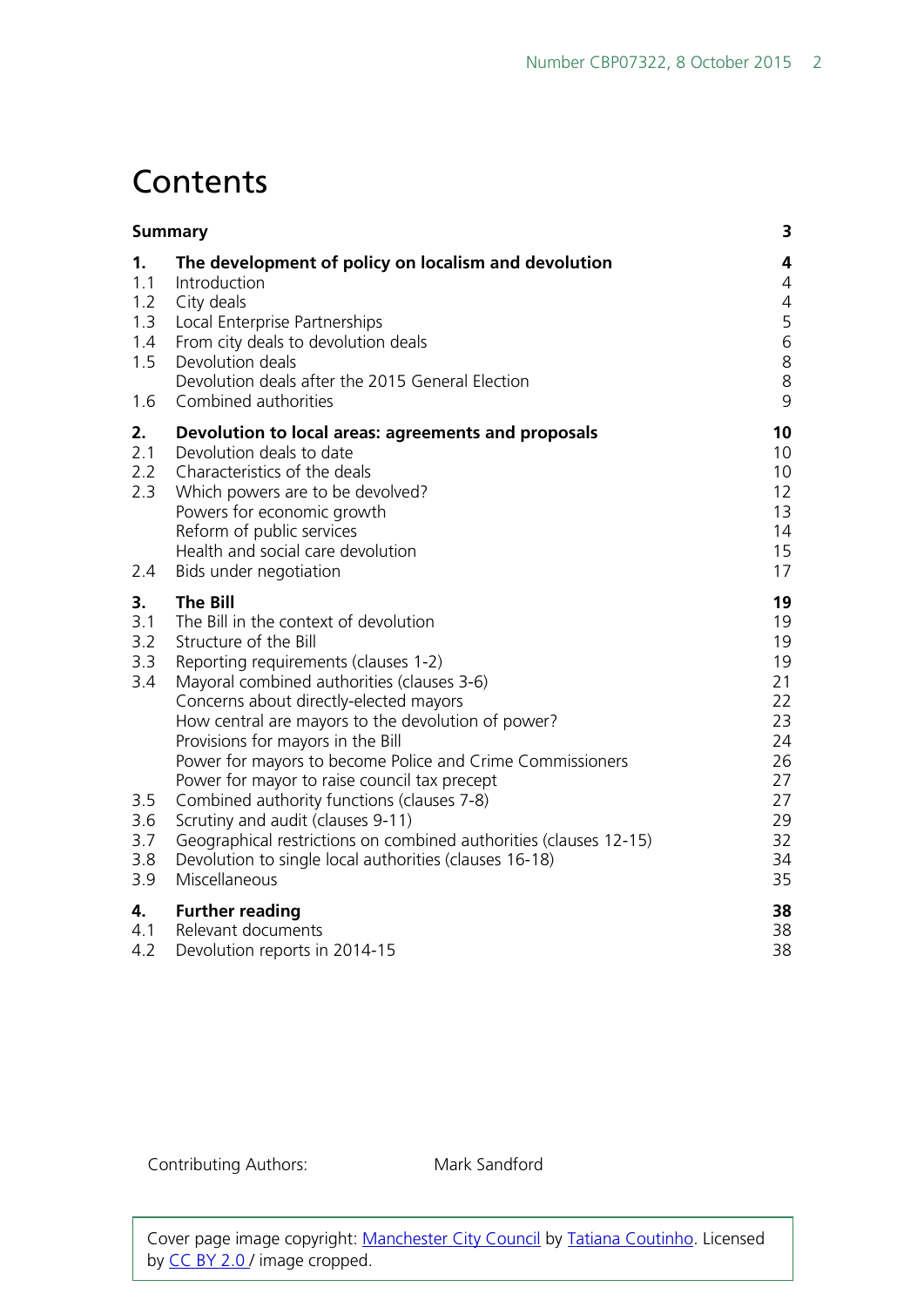# Contents

| | | |
|---|---|---|
| **Summary** | | **3** |
| **1.** | **The development of policy on localism and devolution** | **4** |
| 1.1 | Introduction | 4 |
| 1.2 | City deals | 4 |
| 1.3 | Local Enterprise Partnerships | 5 |
| 1.4 | From city deals to devolution deals | 6 |
| 1.5 | Devolution deals | 8 |
| | Devolution deals after the 2015 General Election | 8 |
| 1.6 | Combined authorities | 9 |
| **2.** | **Devolution to local areas: agreements and proposals** | **10** |
| 2.1 | Devolution deals to date | 10 |
| 2.2 | Characteristics of the deals | 10 |
| 2.3 | Which powers are to be devolved? | 12 |
| | Powers for economic growth | 13 |
| | Reform of public services | 14 |
| | Health and social care devolution | 15 |
| 2.4 | Bids under negotiation | 17 |
| **3.** | **The Bill** | **19** |
| 3.1 | The Bill in the context of devolution | 19 |
| 3.2 | Structure of the Bill | 19 |
| 3.3 | Reporting requirements (clauses 1-2) | 19 |
| 3.4 | Mayoral combined authorities (clauses 3-6) | 21 |
| | Concerns about directly-elected mayors | 22 |
| | How central are mayors to the devolution of power? | 23 |
| | Provisions for mayors in the Bill | 24 |
| | Power for mayors to become Police and Crime Commissioners | 26 |
| | Power for mayor to raise council tax precept | 27 |
| 3.5 | Combined authority functions (clauses 7-8) | 27 |
| 3.6 | Scrutiny and audit (clauses 9-11) | 29 |
| 3.7 | Geographical restrictions on combined authorities (clauses 12-15) | 32 |
| 3.8 | Devolution to single local authorities (clauses 16-18) | 34 |
| 3.9 | Miscellaneous | 35 |
| **4.** | **Further reading** | **38** |
| 4.1 | Relevant documents | 38 |
| 4.2 | Devolution reports in 2014-15 | 38 |

Contributing Authors: Mark Sandford

Cover page image copyright: Manchester City Council by Tatiana Coutinho. Licensed by CC BY 2.0 / image cropped.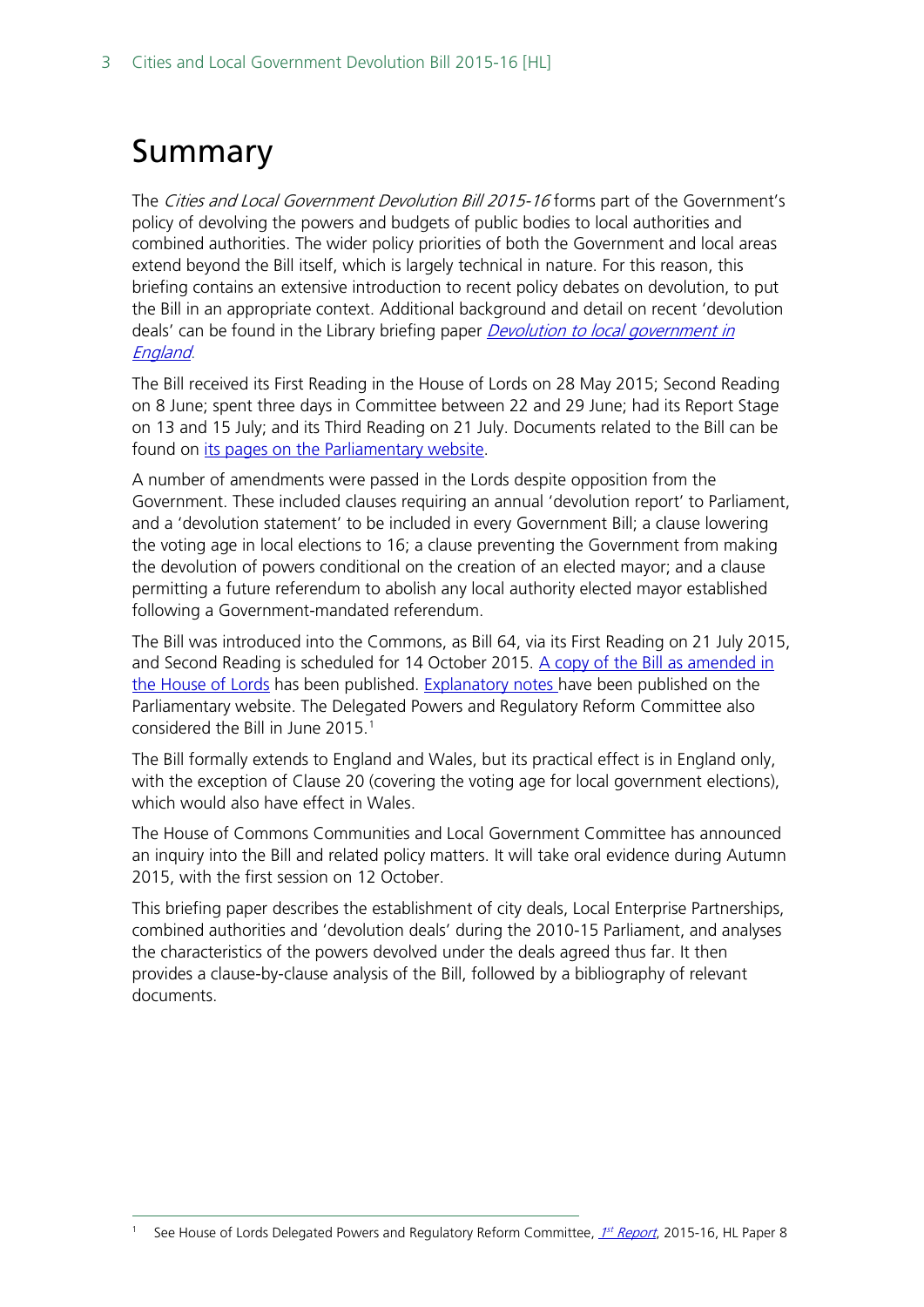# Summary

The *Cities and Local Government Devolution Bill 2015-16* forms part of the Government's policy of devolving the powers and budgets of public bodies to local authorities and combined authorities. The wider policy priorities of both the Government and local areas extend beyond the Bill itself, which is largely technical in nature. For this reason, this briefing contains an extensive introduction to recent policy debates on devolution, to put the Bill in an appropriate context. Additional background and detail on recent 'devolution deals' can be found in the Library briefing paper *Devolution to local government in England*.

The Bill received its First Reading in the House of Lords on 28 May 2015; Second Reading on 8 June; spent three days in Committee between 22 and 29 June; had its Report Stage on 13 and 15 July; and its Third Reading on 21 July. Documents related to the Bill can be found on its pages on the Parliamentary website.

A number of amendments were passed in the Lords despite opposition from the Government. These included clauses requiring an annual 'devolution report' to Parliament, and a 'devolution statement' to be included in every Government Bill; a clause lowering the voting age in local elections to 16; a clause preventing the Government from making the devolution of powers conditional on the creation of an elected mayor; and a clause permitting a future referendum to abolish any local authority elected mayor established following a Government-mandated referendum.

The Bill was introduced into the Commons, as Bill 64, via its First Reading on 21 July 2015, and Second Reading is scheduled for 14 October 2015. A copy of the Bill as amended in the House of Lords has been published. Explanatory notes have been published on the Parliamentary website. The Delegated Powers and Regulatory Reform Committee also considered the Bill in June 2015.[1]

The Bill formally extends to England and Wales, but its practical effect is in England only, with the exception of Clause 20 (covering the voting age for local government elections), which would also have effect in Wales.

The House of Commons Communities and Local Government Committee has announced an inquiry into the Bill and related policy matters. It will take oral evidence during Autumn 2015, with the first session on 12 October.

This briefing paper describes the establishment of city deals, Local Enterprise Partnerships, combined authorities and 'devolution deals' during the 2010-15 Parliament, and analyses the characteristics of the powers devolved under the deals agreed thus far. It then provides a clause-by-clause analysis of the Bill, followed by a bibliography of relevant documents.

---

[1] See House of Lords Delegated Powers and Regulatory Reform Committee, *1st Report*, 2015-16, HL Paper 8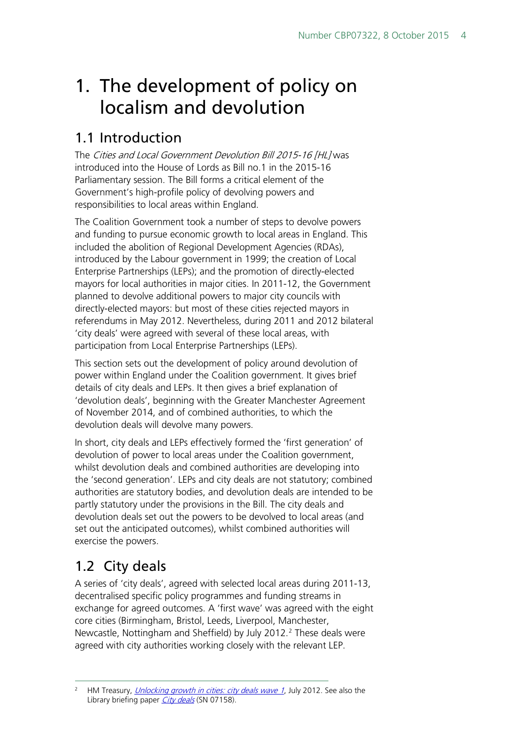# 1. The development of policy on localism and devolution

## 1.1 Introduction

The *Cities and Local Government Devolution Bill 2015-16 [HL]* was introduced into the House of Lords as Bill no.1 in the 2015-16 Parliamentary session. The Bill forms a critical element of the Government's high-profile policy of devolving powers and responsibilities to local areas within England.

The Coalition Government took a number of steps to devolve powers and funding to pursue economic growth to local areas in England. This included the abolition of Regional Development Agencies (RDAs), introduced by the Labour government in 1999; the creation of Local Enterprise Partnerships (LEPs); and the promotion of directly-elected mayors for local authorities in major cities. In 2011-12, the Government planned to devolve additional powers to major city councils with directly-elected mayors: but most of these cities rejected mayors in referendums in May 2012. Nevertheless, during 2011 and 2012 bilateral 'city deals' were agreed with several of these local areas, with participation from Local Enterprise Partnerships (LEPs).

This section sets out the development of policy around devolution of power within England under the Coalition government. It gives brief details of city deals and LEPs. It then gives a brief explanation of 'devolution deals', beginning with the Greater Manchester Agreement of November 2014, and of combined authorities, to which the devolution deals will devolve many powers.

In short, city deals and LEPs effectively formed the 'first generation' of devolution of power to local areas under the Coalition government, whilst devolution deals and combined authorities are developing into the 'second generation'. LEPs and city deals are not statutory; combined authorities are statutory bodies, and devolution deals are intended to be partly statutory under the provisions in the Bill. The city deals and devolution deals set out the powers to be devolved to local areas (and set out the anticipated outcomes), whilst combined authorities will exercise the powers.

## 1.2 City deals

A series of 'city deals', agreed with selected local areas during 2011-13, decentralised specific policy programmes and funding streams in exchange for agreed outcomes. A 'first wave' was agreed with the eight core cities (Birmingham, Bristol, Leeds, Liverpool, Manchester, Newcastle, Nottingham and Sheffield) by July 2012.[2] These deals were agreed with city authorities working closely with the relevant LEP.

---

[2] HM Treasury, *Unlocking growth in cities: city deals wave 1*, July 2012. See also the Library briefing paper *City deals* (SN 07158).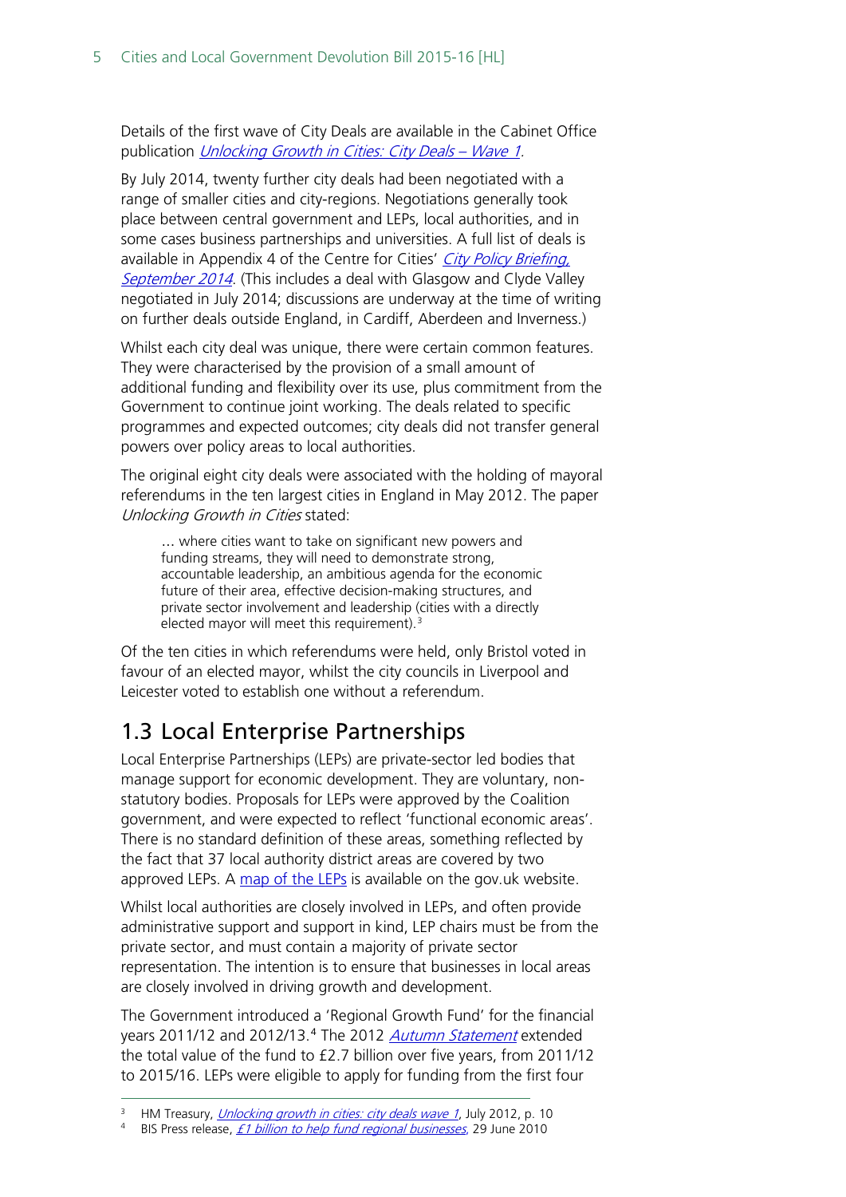Details of the first wave of City Deals are available in the Cabinet Office publication *Unlocking Growth in Cities: City Deals – Wave 1*.

By July 2014, twenty further city deals had been negotiated with a range of smaller cities and city-regions. Negotiations generally took place between central government and LEPs, local authorities, and in some cases business partnerships and universities. A full list of deals is available in Appendix 4 of the Centre for Cities' *City Policy Briefing, September 2014*. (This includes a deal with Glasgow and Clyde Valley negotiated in July 2014; discussions are underway at the time of writing on further deals outside England, in Cardiff, Aberdeen and Inverness.)

Whilst each city deal was unique, there were certain common features. They were characterised by the provision of a small amount of additional funding and flexibility over its use, plus commitment from the Government to continue joint working. The deals related to specific programmes and expected outcomes; city deals did not transfer general powers over policy areas to local authorities.

The original eight city deals were associated with the holding of mayoral referendums in the ten largest cities in England in May 2012. The paper *Unlocking Growth in Cities* stated:

> … where cities want to take on significant new powers and funding streams, they will need to demonstrate strong, accountable leadership, an ambitious agenda for the economic future of their area, effective decision-making structures, and private sector involvement and leadership (cities with a directly elected mayor will meet this requirement).[3]

Of the ten cities in which referendums were held, only Bristol voted in favour of an elected mayor, whilst the city councils in Liverpool and Leicester voted to establish one without a referendum.

## 1.3 Local Enterprise Partnerships

Local Enterprise Partnerships (LEPs) are private-sector led bodies that manage support for economic development. They are voluntary, non-statutory bodies. Proposals for LEPs were approved by the Coalition government, and were expected to reflect 'functional economic areas'. There is no standard definition of these areas, something reflected by the fact that 37 local authority district areas are covered by two approved LEPs. A map of the LEPs is available on the gov.uk website.

Whilst local authorities are closely involved in LEPs, and often provide administrative support and support in kind, LEP chairs must be from the private sector, and must contain a majority of private sector representation. The intention is to ensure that businesses in local areas are closely involved in driving growth and development.

The Government introduced a 'Regional Growth Fund' for the financial years 2011/12 and 2012/13.[4] The 2012 *Autumn Statement* extended the total value of the fund to £2.7 billion over five years, from 2011/12 to 2015/16. LEPs were eligible to apply for funding from the first four

---

[3] HM Treasury, *Unlocking growth in cities: city deals wave 1*, July 2012, p. 10

[4] BIS Press release, *£1 billion to help fund regional businesses*, 29 June 2010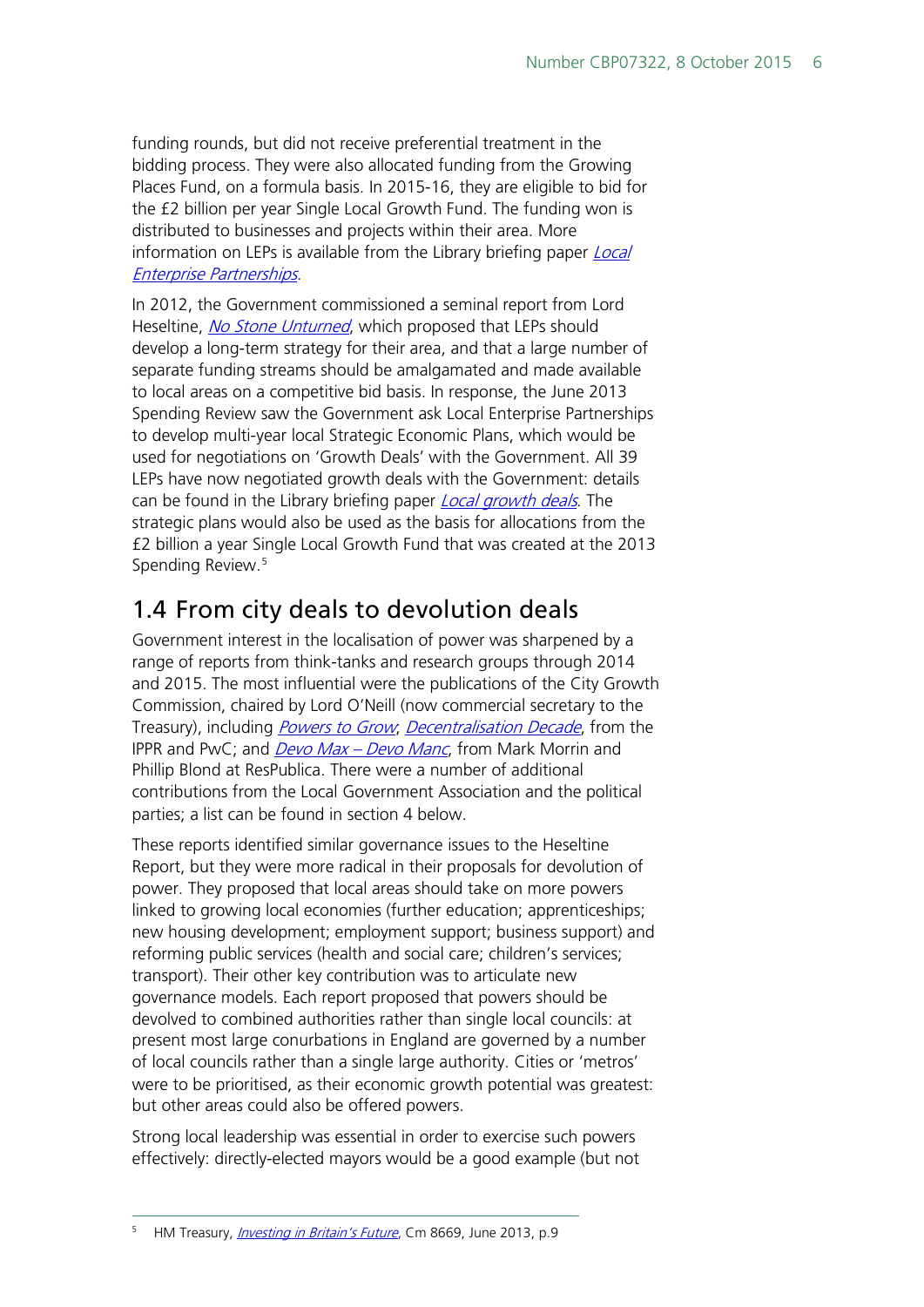funding rounds, but did not receive preferential treatment in the bidding process. They were also allocated funding from the Growing Places Fund, on a formula basis. In 2015-16, they are eligible to bid for the £2 billion per year Single Local Growth Fund. The funding won is distributed to businesses and projects within their area. More information on LEPs is available from the Library briefing paper *Local Enterprise Partnerships*.

In 2012, the Government commissioned a seminal report from Lord Heseltine, *No Stone Unturned*, which proposed that LEPs should develop a long-term strategy for their area, and that a large number of separate funding streams should be amalgamated and made available to local areas on a competitive bid basis. In response, the June 2013 Spending Review saw the Government ask Local Enterprise Partnerships to develop multi-year local Strategic Economic Plans, which would be used for negotiations on 'Growth Deals' with the Government. All 39 LEPs have now negotiated growth deals with the Government: details can be found in the Library briefing paper *Local growth deals*. The strategic plans would also be used as the basis for allocations from the £2 billion a year Single Local Growth Fund that was created at the 2013 Spending Review.[5]

## 1.4 From city deals to devolution deals

Government interest in the localisation of power was sharpened by a range of reports from think-tanks and research groups through 2014 and 2015. The most influential were the publications of the City Growth Commission, chaired by Lord O'Neill (now commercial secretary to the Treasury), including *Powers to Grow*; *Decentralisation Decade*, from the IPPR and PwC; and *Devo Max – Devo Manc*, from Mark Morrin and Phillip Blond at ResPublica. There were a number of additional contributions from the Local Government Association and the political parties; a list can be found in section 4 below.

These reports identified similar governance issues to the Heseltine Report, but they were more radical in their proposals for devolution of power. They proposed that local areas should take on more powers linked to growing local economies (further education; apprenticeships; new housing development; employment support; business support) and reforming public services (health and social care; children's services; transport). Their other key contribution was to articulate new governance models. Each report proposed that powers should be devolved to combined authorities rather than single local councils: at present most large conurbations in England are governed by a number of local councils rather than a single large authority. Cities or 'metros' were to be prioritised, as their economic growth potential was greatest: but other areas could also be offered powers.

Strong local leadership was essential in order to exercise such powers effectively: directly-elected mayors would be a good example (but not

---

[5] HM Treasury, *Investing in Britain's Future*, Cm 8669, June 2013, p.9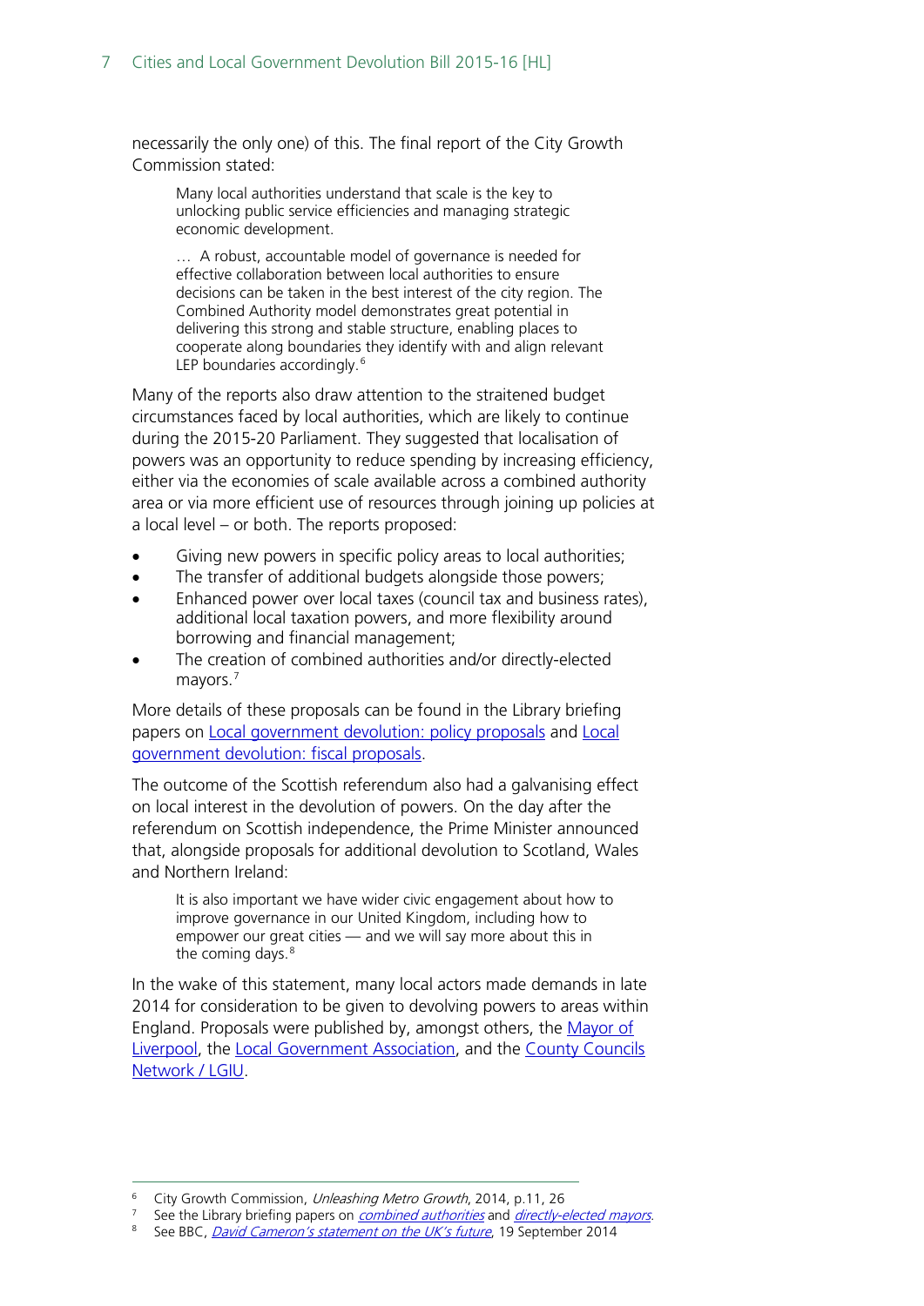necessarily the only one) of this. The final report of the City Growth Commission stated:

> Many local authorities understand that scale is the key to unlocking public service efficiencies and managing strategic economic development.
>
> … A robust, accountable model of governance is needed for effective collaboration between local authorities to ensure decisions can be taken in the best interest of the city region. The Combined Authority model demonstrates great potential in delivering this strong and stable structure, enabling places to cooperate along boundaries they identify with and align relevant LEP boundaries accordingly.[6]

Many of the reports also draw attention to the straitened budget circumstances faced by local authorities, which are likely to continue during the 2015-20 Parliament. They suggested that localisation of powers was an opportunity to reduce spending by increasing efficiency, either via the economies of scale available across a combined authority area or via more efficient use of resources through joining up policies at a local level – or both. The reports proposed:

- Giving new powers in specific policy areas to local authorities;
- The transfer of additional budgets alongside those powers;
- Enhanced power over local taxes (council tax and business rates), additional local taxation powers, and more flexibility around borrowing and financial management;
- The creation of combined authorities and/or directly-elected mayors.[7]

More details of these proposals can be found in the Library briefing papers on Local government devolution: policy proposals and Local government devolution: fiscal proposals.

The outcome of the Scottish referendum also had a galvanising effect on local interest in the devolution of powers. On the day after the referendum on Scottish independence, the Prime Minister announced that, alongside proposals for additional devolution to Scotland, Wales and Northern Ireland:

> It is also important we have wider civic engagement about how to improve governance in our United Kingdom, including how to empower our great cities — and we will say more about this in the coming days.[8]

In the wake of this statement, many local actors made demands in late 2014 for consideration to be given to devolving powers to areas within England. Proposals were published by, amongst others, the Mayor of Liverpool, the Local Government Association, and the County Councils Network / LGIU.

---

[6] City Growth Commission, *Unleashing Metro Growth*, 2014, p.11, 26

[7] See the Library briefing papers on *combined authorities* and *directly-elected mayors*.

[8] See BBC, *David Cameron's statement on the UK's future*, 19 September 2014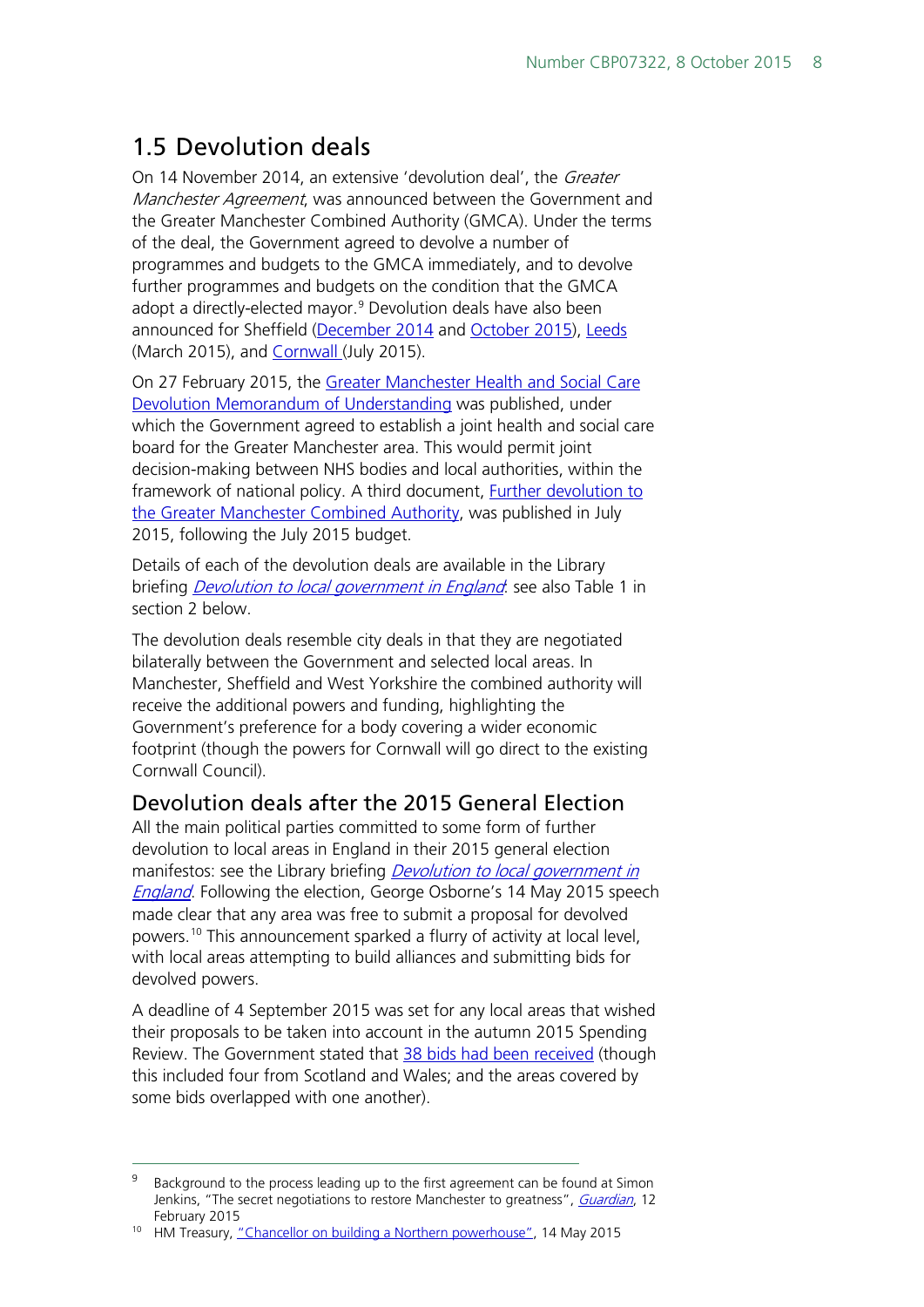## 1.5 Devolution deals

On 14 November 2014, an extensive 'devolution deal', the *Greater Manchester Agreement*, was announced between the Government and the Greater Manchester Combined Authority (GMCA). Under the terms of the deal, the Government agreed to devolve a number of programmes and budgets to the GMCA immediately, and to devolve further programmes and budgets on the condition that the GMCA adopt a directly-elected mayor.[9] Devolution deals have also been announced for Sheffield (December 2014 and October 2015), Leeds (March 2015), and Cornwall (July 2015).

On 27 February 2015, the Greater Manchester Health and Social Care Devolution Memorandum of Understanding was published, under which the Government agreed to establish a joint health and social care board for the Greater Manchester area. This would permit joint decision-making between NHS bodies and local authorities, within the framework of national policy. A third document, Further devolution to the Greater Manchester Combined Authority, was published in July 2015, following the July 2015 budget.

Details of each of the devolution deals are available in the Library briefing *Devolution to local government in England*: see also Table 1 in section 2 below.

The devolution deals resemble city deals in that they are negotiated bilaterally between the Government and selected local areas. In Manchester, Sheffield and West Yorkshire the combined authority will receive the additional powers and funding, highlighting the Government's preference for a body covering a wider economic footprint (though the powers for Cornwall will go direct to the existing Cornwall Council).

### Devolution deals after the 2015 General Election

All the main political parties committed to some form of further devolution to local areas in England in their 2015 general election manifestos: see the Library briefing *Devolution to local government in England*. Following the election, George Osborne's 14 May 2015 speech made clear that any area was free to submit a proposal for devolved powers.[10] This announcement sparked a flurry of activity at local level, with local areas attempting to build alliances and submitting bids for devolved powers.

A deadline of 4 September 2015 was set for any local areas that wished their proposals to be taken into account in the autumn 2015 Spending Review. The Government stated that 38 bids had been received (though this included four from Scotland and Wales; and the areas covered by some bids overlapped with one another).

---

[9] Background to the process leading up to the first agreement can be found at Simon Jenkins, "The secret negotiations to restore Manchester to greatness", *Guardian*, 12 February 2015

[10] HM Treasury, "Chancellor on building a Northern powerhouse", 14 May 2015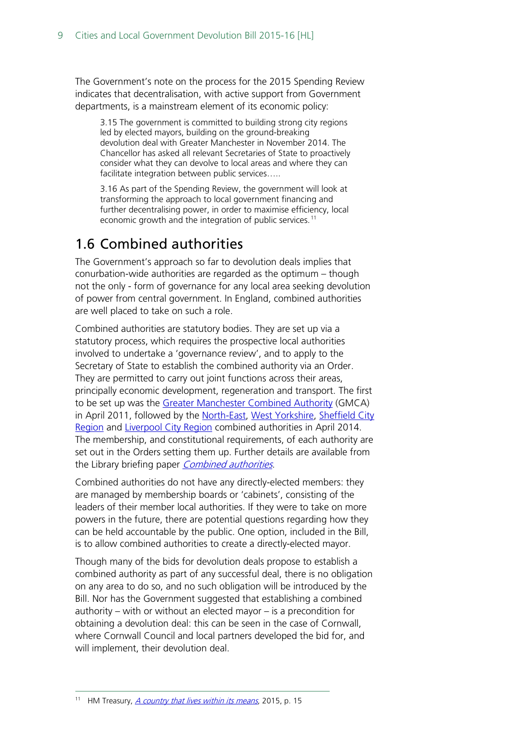The Government's note on the process for the 2015 Spending Review indicates that decentralisation, with active support from Government departments, is a mainstream element of its economic policy:

> 3.15 The government is committed to building strong city regions led by elected mayors, building on the ground-breaking devolution deal with Greater Manchester in November 2014. The Chancellor has asked all relevant Secretaries of State to proactively consider what they can devolve to local areas and where they can facilitate integration between public services…..
>
> 3.16 As part of the Spending Review, the government will look at transforming the approach to local government financing and further decentralising power, in order to maximise efficiency, local economic growth and the integration of public services.[11]

## 1.6 Combined authorities

The Government's approach so far to devolution deals implies that conurbation-wide authorities are regarded as the optimum – though not the only - form of governance for any local area seeking devolution of power from central government. In England, combined authorities are well placed to take on such a role.

Combined authorities are statutory bodies. They are set up via a statutory process, which requires the prospective local authorities involved to undertake a 'governance review', and to apply to the Secretary of State to establish the combined authority via an Order. They are permitted to carry out joint functions across their areas, principally economic development, regeneration and transport. The first to be set up was the Greater Manchester Combined Authority (GMCA) in April 2011, followed by the North-East, West Yorkshire, Sheffield City Region and Liverpool City Region combined authorities in April 2014. The membership, and constitutional requirements, of each authority are set out in the Orders setting them up. Further details are available from the Library briefing paper *Combined authorities*.

Combined authorities do not have any directly-elected members: they are managed by membership boards or 'cabinets', consisting of the leaders of their member local authorities. If they were to take on more powers in the future, there are potential questions regarding how they can be held accountable by the public. One option, included in the Bill, is to allow combined authorities to create a directly-elected mayor.

Though many of the bids for devolution deals propose to establish a combined authority as part of any successful deal, there is no obligation on any area to do so, and no such obligation will be introduced by the Bill. Nor has the Government suggested that establishing a combined authority – with or without an elected mayor – is a precondition for obtaining a devolution deal: this can be seen in the case of Cornwall, where Cornwall Council and local partners developed the bid for, and will implement, their devolution deal.

---

[11] HM Treasury, *A country that lives within its means*, 2015, p. 15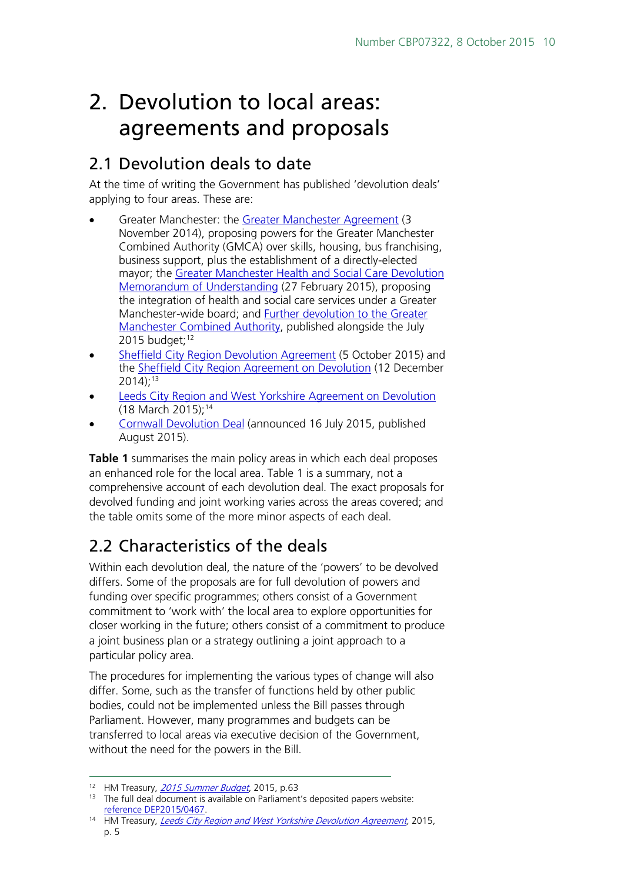# 2. Devolution to local areas: agreements and proposals

## 2.1 Devolution deals to date

At the time of writing the Government has published 'devolution deals' applying to four areas. These are:

- Greater Manchester: the Greater Manchester Agreement (3 November 2014), proposing powers for the Greater Manchester Combined Authority (GMCA) over skills, housing, bus franchising, business support, plus the establishment of a directly-elected mayor; the Greater Manchester Health and Social Care Devolution Memorandum of Understanding (27 February 2015), proposing the integration of health and social care services under a Greater Manchester-wide board; and Further devolution to the Greater Manchester Combined Authority, published alongside the July 2015 budget;[12]
- Sheffield City Region Devolution Agreement (5 October 2015) and the Sheffield City Region Agreement on Devolution (12 December 2014);[13]
- Leeds City Region and West Yorkshire Agreement on Devolution (18 March 2015);[14]
- Cornwall Devolution Deal (announced 16 July 2015, published August 2015).

**Table 1** summarises the main policy areas in which each deal proposes an enhanced role for the local area. Table 1 is a summary, not a comprehensive account of each devolution deal. The exact proposals for devolved funding and joint working varies across the areas covered; and the table omits some of the more minor aspects of each deal.

## 2.2 Characteristics of the deals

Within each devolution deal, the nature of the 'powers' to be devolved differs. Some of the proposals are for full devolution of powers and funding over specific programmes; others consist of a Government commitment to 'work with' the local area to explore opportunities for closer working in the future; others consist of a commitment to produce a joint business plan or a strategy outlining a joint approach to a particular policy area.

The procedures for implementing the various types of change will also differ. Some, such as the transfer of functions held by other public bodies, could not be implemented unless the Bill passes through Parliament. However, many programmes and budgets can be transferred to local areas via executive decision of the Government, without the need for the powers in the Bill.

---

[12] HM Treasury, *2015 Summer Budget*, 2015, p.63

[13] The full deal document is available on Parliament's deposited papers website: reference DEP2015/0467.

[14] HM Treasury, *Leeds City Region and West Yorkshire Devolution Agreement*, 2015, p. 5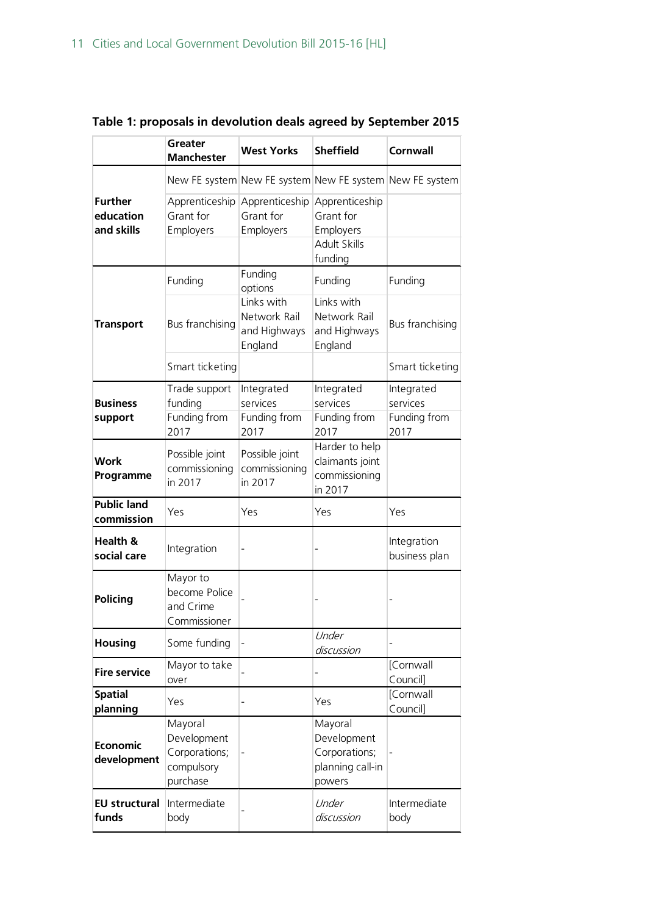**Table 1: proposals in devolution deals agreed by September 2015**

| | Greater Manchester | West Yorks | Sheffield | Cornwall |
|---|---|---|---|---|
| Further education and skills | New FE system | New FE system | New FE system | New FE system |
| | Apprenticeship Grant for Employers | Apprenticeship Grant for Employers | Apprenticeship Grant for Employers | |
| | | | Adult Skills funding | |
| Transport | Funding | Funding options | Funding | Funding |
| | Bus franchising | Links with Network Rail and Highways England | Links with Network Rail and Highways England | Bus franchising |
| | Smart ticketing | | | Smart ticketing |
| Business support | Trade support funding | Integrated services | Integrated services | Integrated services |
| | Funding from 2017 | Funding from 2017 | Funding from 2017 | Funding from 2017 |
| Work Programme | Possible joint commissioning in 2017 | Possible joint commissioning in 2017 | Harder to help claimants joint commissioning in 2017 | |
| Public land commission | Yes | Yes | Yes | Yes |
| Health & social care | Integration | - | - | Integration business plan |
| Policing | Mayor to become Police and Crime Commissioner | - | - | - |
| Housing | Some funding | - | *Under discussion* | - |
| Fire service | Mayor to take over | - | - | [Cornwall Council] |
| Spatial planning | Yes | - | Yes | [Cornwall Council] |
| Economic development | Mayoral Development Corporations; compulsory purchase | - | Mayoral Development Corporations; planning call-in powers | - |
| EU structural funds | Intermediate body | - | *Under discussion* | Intermediate body |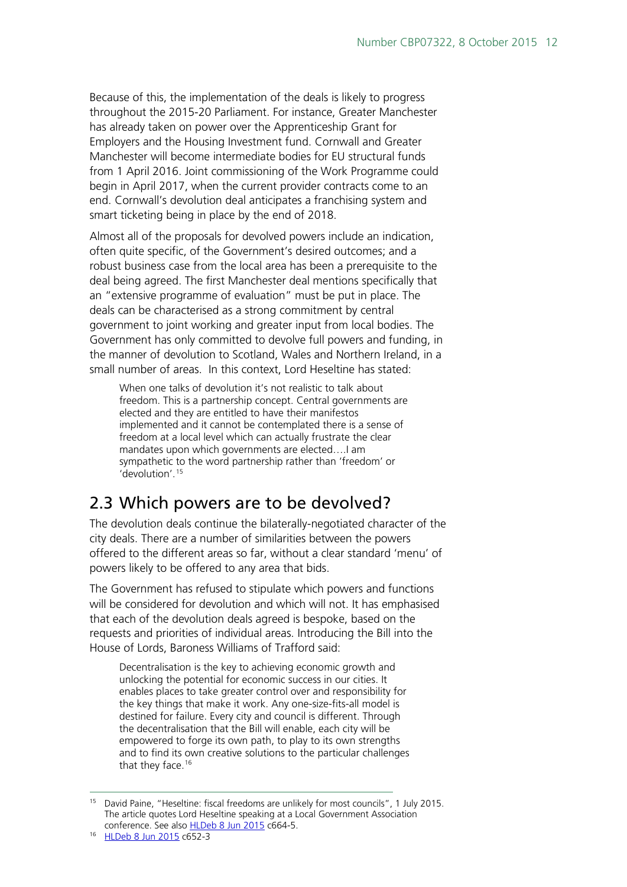Because of this, the implementation of the deals is likely to progress throughout the 2015-20 Parliament. For instance, Greater Manchester has already taken on power over the Apprenticeship Grant for Employers and the Housing Investment fund. Cornwall and Greater Manchester will become intermediate bodies for EU structural funds from 1 April 2016. Joint commissioning of the Work Programme could begin in April 2017, when the current provider contracts come to an end. Cornwall's devolution deal anticipates a franchising system and smart ticketing being in place by the end of 2018.

Almost all of the proposals for devolved powers include an indication, often quite specific, of the Government's desired outcomes; and a robust business case from the local area has been a prerequisite to the deal being agreed. The first Manchester deal mentions specifically that an "extensive programme of evaluation" must be put in place. The deals can be characterised as a strong commitment by central government to joint working and greater input from local bodies. The Government has only committed to devolve full powers and funding, in the manner of devolution to Scotland, Wales and Northern Ireland, in a small number of areas. In this context, Lord Heseltine has stated:

> When one talks of devolution it's not realistic to talk about freedom. This is a partnership concept. Central governments are elected and they are entitled to have their manifestos implemented and it cannot be contemplated there is a sense of freedom at a local level which can actually frustrate the clear mandates upon which governments are elected….I am sympathetic to the word partnership rather than 'freedom' or 'devolution'.[15]

## 2.3 Which powers are to be devolved?

The devolution deals continue the bilaterally-negotiated character of the city deals. There are a number of similarities between the powers offered to the different areas so far, without a clear standard 'menu' of powers likely to be offered to any area that bids.

The Government has refused to stipulate which powers and functions will be considered for devolution and which will not. It has emphasised that each of the devolution deals agreed is bespoke, based on the requests and priorities of individual areas. Introducing the Bill into the House of Lords, Baroness Williams of Trafford said:

> Decentralisation is the key to achieving economic growth and unlocking the potential for economic success in our cities. It enables places to take greater control over and responsibility for the key things that make it work. Any one-size-fits-all model is destined for failure. Every city and council is different. Through the decentralisation that the Bill will enable, each city will be empowered to forge its own path, to play to its own strengths and to find its own creative solutions to the particular challenges that they face.[16]

---

[15] David Paine, "Heseltine: fiscal freedoms are unlikely for most councils", 1 July 2015. The article quotes Lord Heseltine speaking at a Local Government Association conference. See also HLDeb 8 Jun 2015 c664-5.

[16] HLDeb 8 Jun 2015 c652-3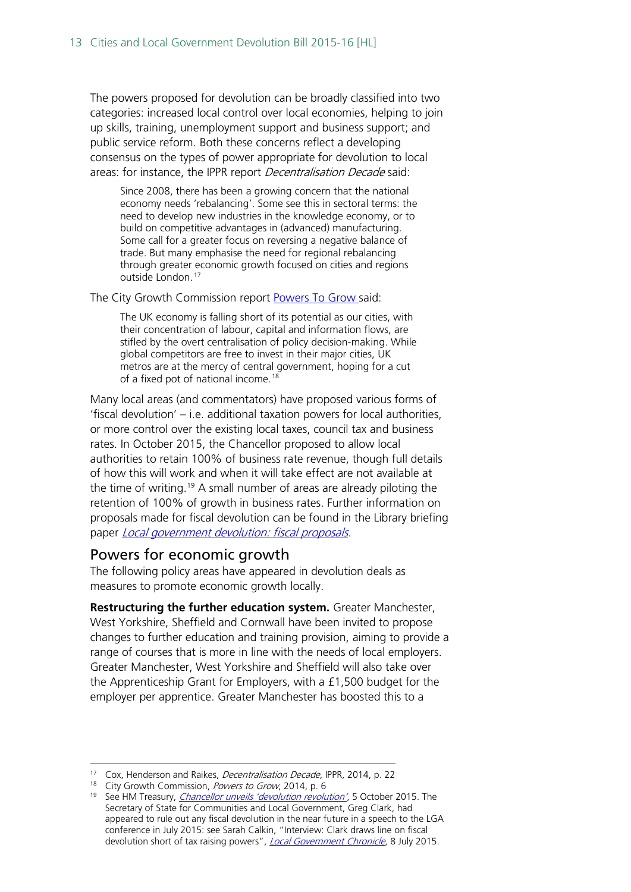The powers proposed for devolution can be broadly classified into two categories: increased local control over local economies, helping to join up skills, training, unemployment support and business support; and public service reform. Both these concerns reflect a developing consensus on the types of power appropriate for devolution to local areas: for instance, the IPPR report *Decentralisation Decade* said:

> Since 2008, there has been a growing concern that the national economy needs 'rebalancing'. Some see this in sectoral terms: the need to develop new industries in the knowledge economy, or to build on competitive advantages in (advanced) manufacturing. Some call for a greater focus on reversing a negative balance of trade. But many emphasise the need for regional rebalancing through greater economic growth focused on cities and regions outside London.[17]

The City Growth Commission report Powers To Grow said:

> The UK economy is falling short of its potential as our cities, with their concentration of labour, capital and information flows, are stifled by the overt centralisation of policy decision-making. While global competitors are free to invest in their major cities, UK metros are at the mercy of central government, hoping for a cut of a fixed pot of national income.[18]

Many local areas (and commentators) have proposed various forms of 'fiscal devolution' – i.e. additional taxation powers for local authorities, or more control over the existing local taxes, council tax and business rates. In October 2015, the Chancellor proposed to allow local authorities to retain 100% of business rate revenue, though full details of how this will work and when it will take effect are not available at the time of writing.[19] A small number of areas are already piloting the retention of 100% of growth in business rates. Further information on proposals made for fiscal devolution can be found in the Library briefing paper *Local government devolution: fiscal proposals*.

## Powers for economic growth

The following policy areas have appeared in devolution deals as measures to promote economic growth locally.

**Restructuring the further education system.** Greater Manchester, West Yorkshire, Sheffield and Cornwall have been invited to propose changes to further education and training provision, aiming to provide a range of courses that is more in line with the needs of local employers. Greater Manchester, West Yorkshire and Sheffield will also take over the Apprenticeship Grant for Employers, with a £1,500 budget for the employer per apprentice. Greater Manchester has boosted this to a

---

[17] Cox, Henderson and Raikes, *Decentralisation Decade*, IPPR, 2014, p. 22

[18] City Growth Commission, *Powers to Grow*, 2014, p. 6

[19] See HM Treasury, *Chancellor unveils 'devolution revolution'*, 5 October 2015. The Secretary of State for Communities and Local Government, Greg Clark, had appeared to rule out any fiscal devolution in the near future in a speech to the LGA conference in July 2015: see Sarah Calkin, "Interview: Clark draws line on fiscal devolution short of tax raising powers", *Local Government Chronicle*, 8 July 2015.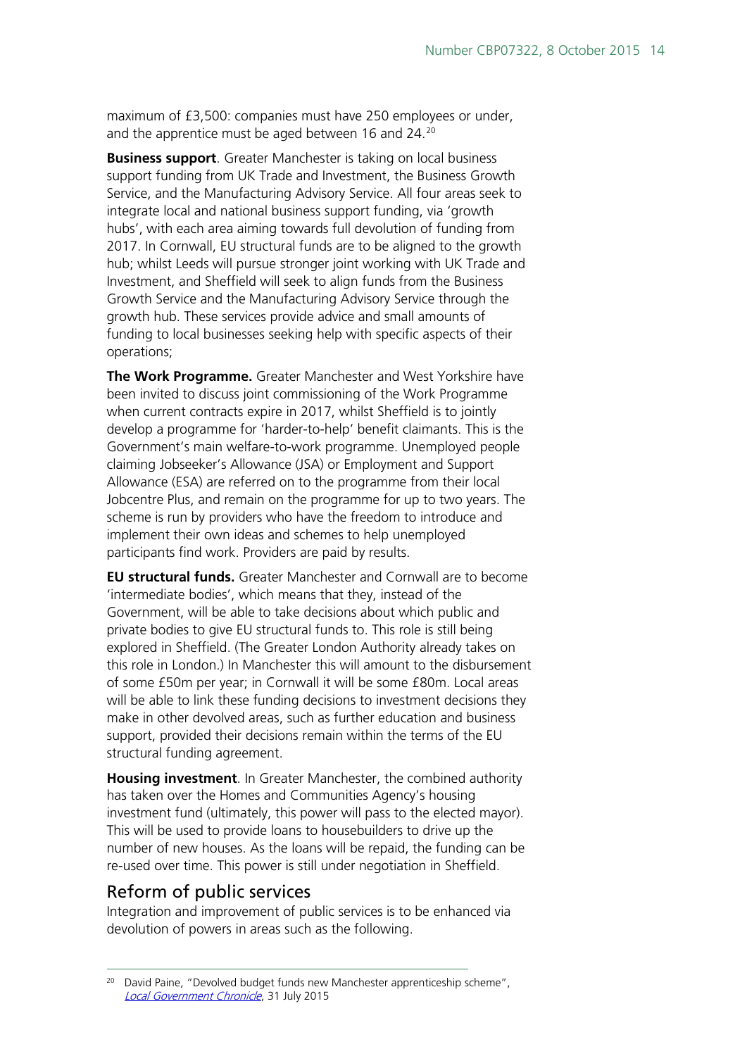maximum of £3,500: companies must have 250 employees or under, and the apprentice must be aged between 16 and 24.[20]

**Business support**. Greater Manchester is taking on local business support funding from UK Trade and Investment, the Business Growth Service, and the Manufacturing Advisory Service. All four areas seek to integrate local and national business support funding, via 'growth hubs', with each area aiming towards full devolution of funding from 2017. In Cornwall, EU structural funds are to be aligned to the growth hub; whilst Leeds will pursue stronger joint working with UK Trade and Investment, and Sheffield will seek to align funds from the Business Growth Service and the Manufacturing Advisory Service through the growth hub. These services provide advice and small amounts of funding to local businesses seeking help with specific aspects of their operations;

**The Work Programme.** Greater Manchester and West Yorkshire have been invited to discuss joint commissioning of the Work Programme when current contracts expire in 2017, whilst Sheffield is to jointly develop a programme for 'harder-to-help' benefit claimants. This is the Government's main welfare-to-work programme. Unemployed people claiming Jobseeker's Allowance (JSA) or Employment and Support Allowance (ESA) are referred on to the programme from their local Jobcentre Plus, and remain on the programme for up to two years. The scheme is run by providers who have the freedom to introduce and implement their own ideas and schemes to help unemployed participants find work. Providers are paid by results.

**EU structural funds.** Greater Manchester and Cornwall are to become 'intermediate bodies', which means that they, instead of the Government, will be able to take decisions about which public and private bodies to give EU structural funds to. This role is still being explored in Sheffield. (The Greater London Authority already takes on this role in London.) In Manchester this will amount to the disbursement of some £50m per year; in Cornwall it will be some £80m. Local areas will be able to link these funding decisions to investment decisions they make in other devolved areas, such as further education and business support, provided their decisions remain within the terms of the EU structural funding agreement.

**Housing investment**. In Greater Manchester, the combined authority has taken over the Homes and Communities Agency's housing investment fund (ultimately, this power will pass to the elected mayor). This will be used to provide loans to housebuilders to drive up the number of new houses. As the loans will be repaid, the funding can be re-used over time. This power is still under negotiation in Sheffield.

## Reform of public services

Integration and improvement of public services is to be enhanced via devolution of powers in areas such as the following.

[20] David Paine, "Devolved budget funds new Manchester apprenticeship scheme", *Local Government Chronicle*, 31 July 2015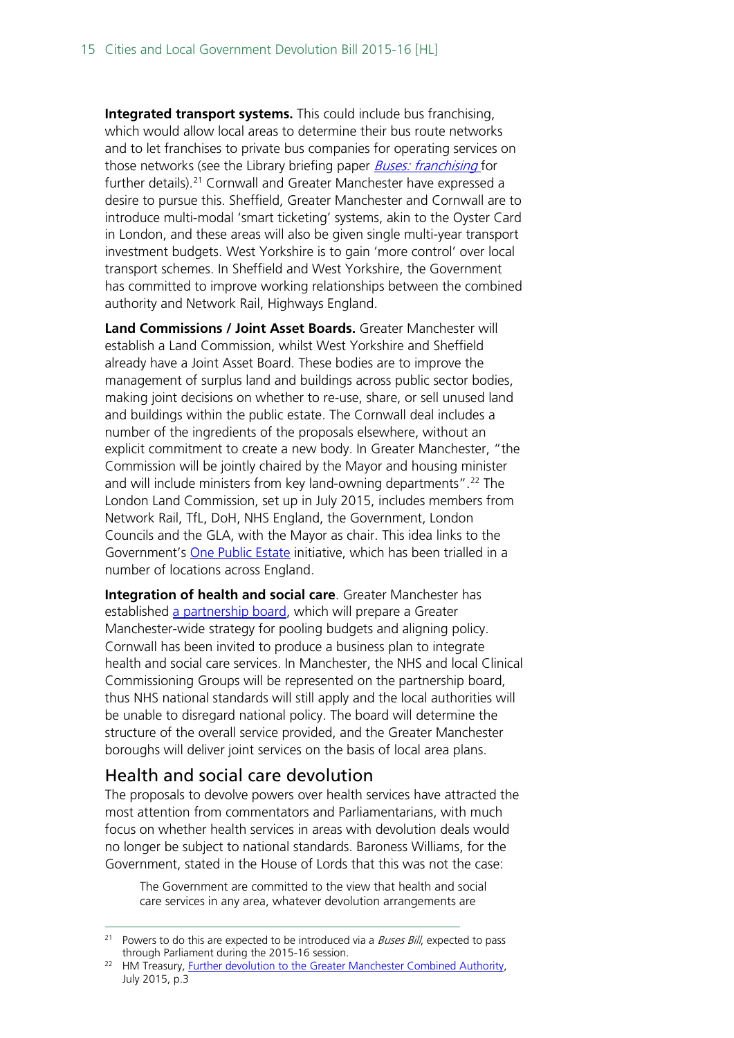**Integrated transport systems.** This could include bus franchising, which would allow local areas to determine their bus route networks and to let franchises to private bus companies for operating services on those networks (see the Library briefing paper *Buses: franchising* for further details).[21] Cornwall and Greater Manchester have expressed a desire to pursue this. Sheffield, Greater Manchester and Cornwall are to introduce multi-modal 'smart ticketing' systems, akin to the Oyster Card in London, and these areas will also be given single multi-year transport investment budgets. West Yorkshire is to gain 'more control' over local transport schemes. In Sheffield and West Yorkshire, the Government has committed to improve working relationships between the combined authority and Network Rail, Highways England.

**Land Commissions / Joint Asset Boards.** Greater Manchester will establish a Land Commission, whilst West Yorkshire and Sheffield already have a Joint Asset Board. These bodies are to improve the management of surplus land and buildings across public sector bodies, making joint decisions on whether to re-use, share, or sell unused land and buildings within the public estate. The Cornwall deal includes a number of the ingredients of the proposals elsewhere, without an explicit commitment to create a new body. In Greater Manchester, "the Commission will be jointly chaired by the Mayor and housing minister and will include ministers from key land-owning departments".[22] The London Land Commission, set up in July 2015, includes members from Network Rail, TfL, DoH, NHS England, the Government, London Councils and the GLA, with the Mayor as chair. This idea links to the Government's One Public Estate initiative, which has been trialled in a number of locations across England.

**Integration of health and social care**. Greater Manchester has established a partnership board, which will prepare a Greater Manchester-wide strategy for pooling budgets and aligning policy. Cornwall has been invited to produce a business plan to integrate health and social care services. In Manchester, the NHS and local Clinical Commissioning Groups will be represented on the partnership board, thus NHS national standards will still apply and the local authorities will be unable to disregard national policy. The board will determine the structure of the overall service provided, and the Greater Manchester boroughs will deliver joint services on the basis of local area plans.

## Health and social care devolution

The proposals to devolve powers over health services have attracted the most attention from commentators and Parliamentarians, with much focus on whether health services in areas with devolution deals would no longer be subject to national standards. Baroness Williams, for the Government, stated in the House of Lords that this was not the case:

> The Government are committed to the view that health and social care services in any area, whatever devolution arrangements are

---

[21] Powers to do this are expected to be introduced via a *Buses Bill*, expected to pass through Parliament during the 2015-16 session.

[22] HM Treasury, Further devolution to the Greater Manchester Combined Authority, July 2015, p.3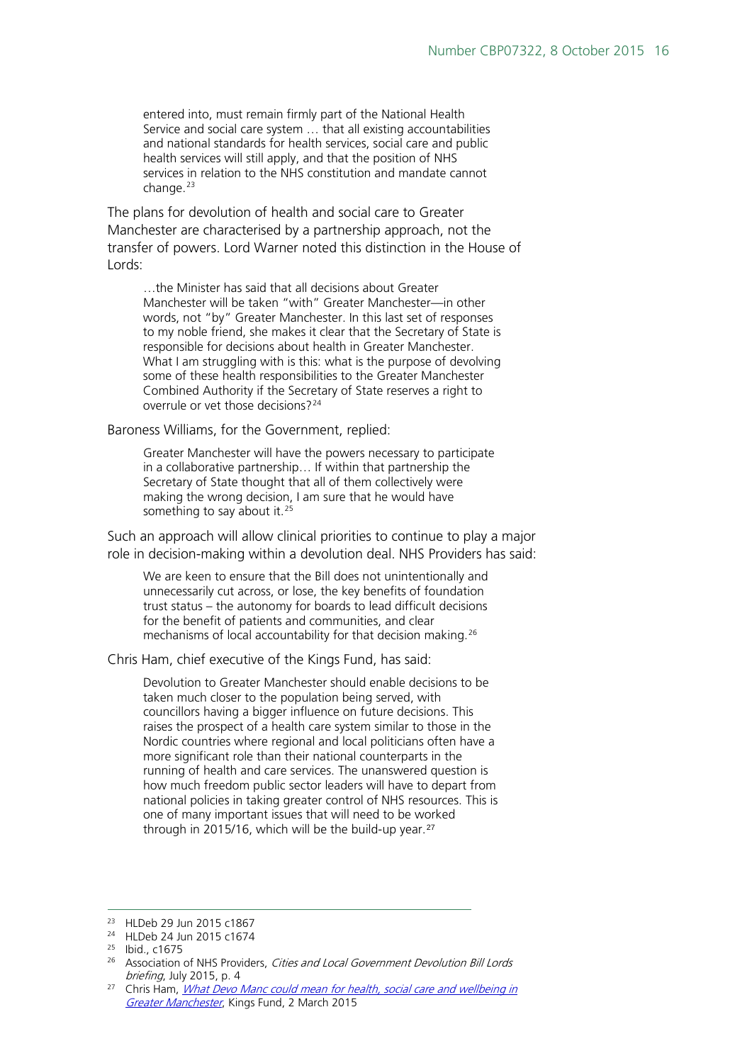> entered into, must remain firmly part of the National Health Service and social care system … that all existing accountabilities and national standards for health services, social care and public health services will still apply, and that the position of NHS services in relation to the NHS constitution and mandate cannot change.[23]

The plans for devolution of health and social care to Greater Manchester are characterised by a partnership approach, not the transfer of powers. Lord Warner noted this distinction in the House of Lords:

> …the Minister has said that all decisions about Greater Manchester will be taken "with" Greater Manchester—in other words, not "by" Greater Manchester. In this last set of responses to my noble friend, she makes it clear that the Secretary of State is responsible for decisions about health in Greater Manchester. What I am struggling with is this: what is the purpose of devolving some of these health responsibilities to the Greater Manchester Combined Authority if the Secretary of State reserves a right to overrule or vet those decisions?[24]

Baroness Williams, for the Government, replied:

> Greater Manchester will have the powers necessary to participate in a collaborative partnership… If within that partnership the Secretary of State thought that all of them collectively were making the wrong decision, I am sure that he would have something to say about it.[25]

Such an approach will allow clinical priorities to continue to play a major role in decision-making within a devolution deal. NHS Providers has said:

> We are keen to ensure that the Bill does not unintentionally and unnecessarily cut across, or lose, the key benefits of foundation trust status – the autonomy for boards to lead difficult decisions for the benefit of patients and communities, and clear mechanisms of local accountability for that decision making.[26]

Chris Ham, chief executive of the Kings Fund, has said:

> Devolution to Greater Manchester should enable decisions to be taken much closer to the population being served, with councillors having a bigger influence on future decisions. This raises the prospect of a health care system similar to those in the Nordic countries where regional and local politicians often have a more significant role than their national counterparts in the running of health and care services. The unanswered question is how much freedom public sector leaders will have to depart from national policies in taking greater control of NHS resources. This is one of many important issues that will need to be worked through in 2015/16, which will be the build-up year.[27]

---

[23] HLDeb 29 Jun 2015 c1867

[24] HLDeb 24 Jun 2015 c1674

[25] Ibid., c1675

[26] Association of NHS Providers, *Cities and Local Government Devolution Bill Lords briefing*, July 2015, p. 4

[27] Chris Ham, *What Devo Manc could mean for health, social care and wellbeing in Greater Manchester*, Kings Fund, 2 March 2015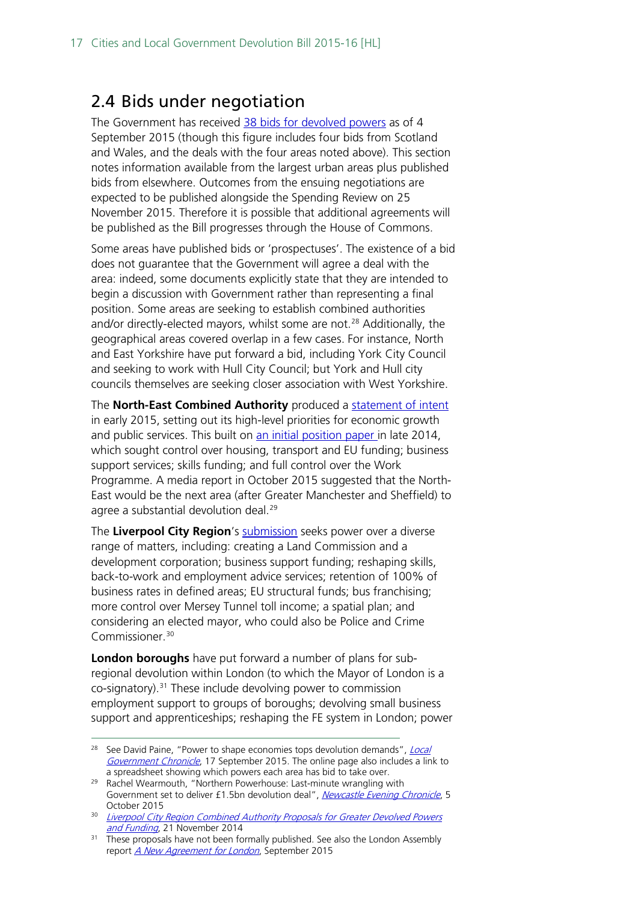## 2.4 Bids under negotiation

The Government has received 38 bids for devolved powers as of 4 September 2015 (though this figure includes four bids from Scotland and Wales, and the deals with the four areas noted above). This section notes information available from the largest urban areas plus published bids from elsewhere. Outcomes from the ensuing negotiations are expected to be published alongside the Spending Review on 25 November 2015. Therefore it is possible that additional agreements will be published as the Bill progresses through the House of Commons.

Some areas have published bids or 'prospectuses'. The existence of a bid does not guarantee that the Government will agree a deal with the area: indeed, some documents explicitly state that they are intended to begin a discussion with Government rather than representing a final position. Some areas are seeking to establish combined authorities and/or directly-elected mayors, whilst some are not.[28] Additionally, the geographical areas covered overlap in a few cases. For instance, North and East Yorkshire have put forward a bid, including York City Council and seeking to work with Hull City Council; but York and Hull city councils themselves are seeking closer association with West Yorkshire.

The **North-East Combined Authority** produced a statement of intent in early 2015, setting out its high-level priorities for economic growth and public services. This built on an initial position paper in late 2014, which sought control over housing, transport and EU funding; business support services; skills funding; and full control over the Work Programme. A media report in October 2015 suggested that the North-East would be the next area (after Greater Manchester and Sheffield) to agree a substantial devolution deal.[29]

The **Liverpool City Region**'s submission seeks power over a diverse range of matters, including: creating a Land Commission and a development corporation; business support funding; reshaping skills, back-to-work and employment advice services; retention of 100% of business rates in defined areas; EU structural funds; bus franchising; more control over Mersey Tunnel toll income; a spatial plan; and considering an elected mayor, who could also be Police and Crime Commissioner.[30]

**London boroughs** have put forward a number of plans for sub-regional devolution within London (to which the Mayor of London is a co-signatory).[31] These include devolving power to commission employment support to groups of boroughs; devolving small business support and apprenticeships; reshaping the FE system in London; power

---

[28] See David Paine, "Power to shape economies tops devolution demands", *Local Government Chronicle*, 17 September 2015. The online page also includes a link to a spreadsheet showing which powers each area has bid to take over.

[29] Rachel Wearmouth, "Northern Powerhouse: Last-minute wrangling with Government set to deliver £1.5bn devolution deal", *Newcastle Evening Chronicle*, 5 October 2015

[30] *Liverpool City Region Combined Authority Proposals for Greater Devolved Powers and Funding*, 21 November 2014

[31] These proposals have not been formally published. See also the London Assembly report *A New Agreement for London*, September 2015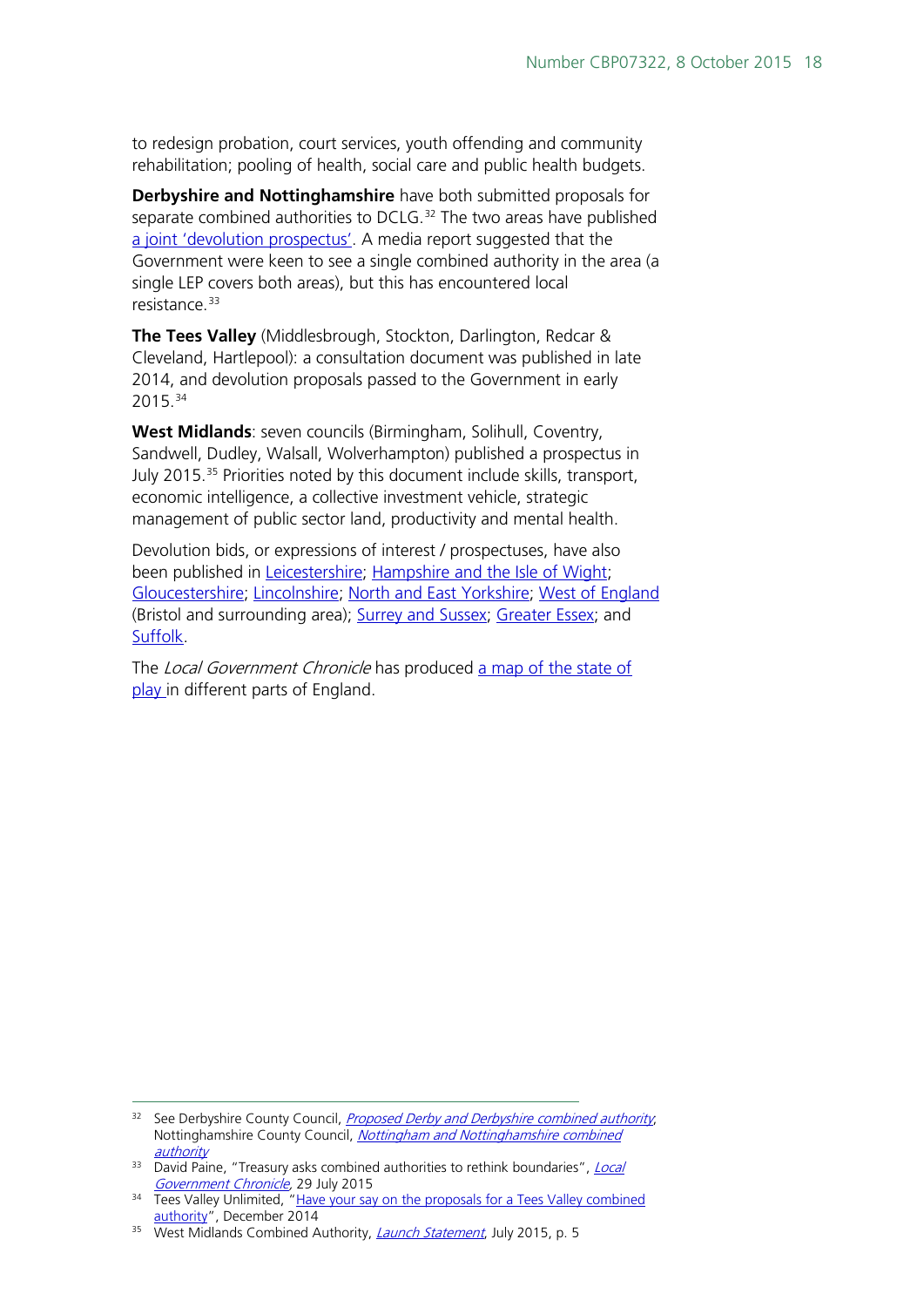to redesign probation, court services, youth offending and community rehabilitation; pooling of health, social care and public health budgets.

**Derbyshire and Nottinghamshire** have both submitted proposals for separate combined authorities to DCLG.[32] The two areas have published a joint 'devolution prospectus'. A media report suggested that the Government were keen to see a single combined authority in the area (a single LEP covers both areas), but this has encountered local resistance.[33]

**The Tees Valley** (Middlesbrough, Stockton, Darlington, Redcar & Cleveland, Hartlepool): a consultation document was published in late 2014, and devolution proposals passed to the Government in early 2015.[34]

**West Midlands**: seven councils (Birmingham, Solihull, Coventry, Sandwell, Dudley, Walsall, Wolverhampton) published a prospectus in July 2015.[35] Priorities noted by this document include skills, transport, economic intelligence, a collective investment vehicle, strategic management of public sector land, productivity and mental health.

Devolution bids, or expressions of interest / prospectuses, have also been published in Leicestershire; Hampshire and the Isle of Wight; Gloucestershire; Lincolnshire; North and East Yorkshire; West of England (Bristol and surrounding area); Surrey and Sussex; Greater Essex; and Suffolk.

The *Local Government Chronicle* has produced a map of the state of play in different parts of England.

---

[32] See Derbyshire County Council, *Proposed Derby and Derbyshire combined authority*, Nottinghamshire County Council, *Nottingham and Nottinghamshire combined authority*

[33] David Paine, "Treasury asks combined authorities to rethink boundaries", *Local Government Chronicle*, 29 July 2015

[34] Tees Valley Unlimited, "Have your say on the proposals for a Tees Valley combined authority", December 2014

[35] West Midlands Combined Authority, *Launch Statement*, July 2015, p. 5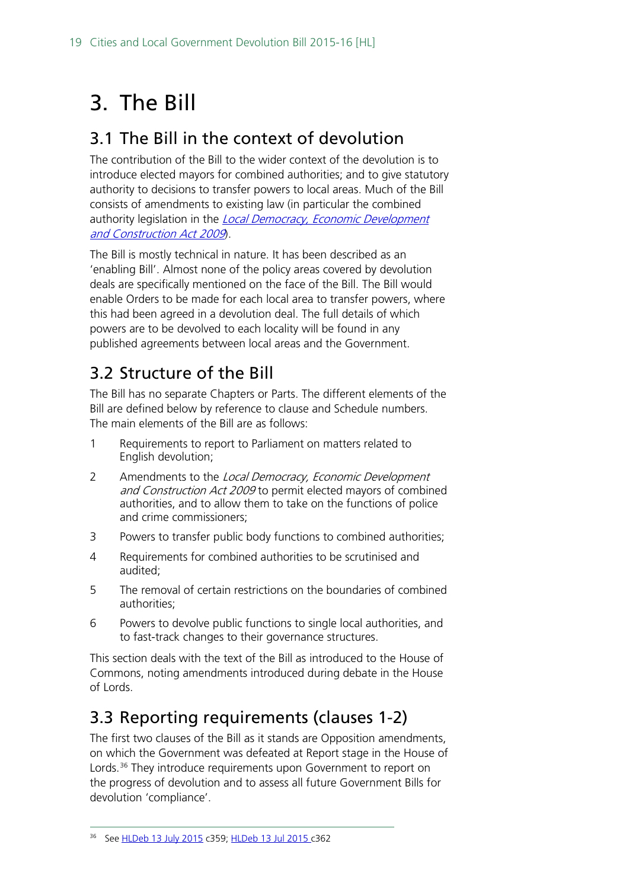# 3. The Bill

## 3.1 The Bill in the context of devolution

The contribution of the Bill to the wider context of the devolution is to introduce elected mayors for combined authorities; and to give statutory authority to decisions to transfer powers to local areas. Much of the Bill consists of amendments to existing law (in particular the combined authority legislation in the [*Local Democracy, Economic Development and Construction Act 2009*](#)).

The Bill is mostly technical in nature. It has been described as an 'enabling Bill'. Almost none of the policy areas covered by devolution deals are specifically mentioned on the face of the Bill. The Bill would enable Orders to be made for each local area to transfer powers, where this had been agreed in a devolution deal. The full details of which powers are to be devolved to each locality will be found in any published agreements between local areas and the Government.

## 3.2 Structure of the Bill

The Bill has no separate Chapters or Parts. The different elements of the Bill are defined below by reference to clause and Schedule numbers. The main elements of the Bill are as follows:

1. Requirements to report to Parliament on matters related to English devolution;
2. Amendments to the *Local Democracy, Economic Development and Construction Act 2009* to permit elected mayors of combined authorities, and to allow them to take on the functions of police and crime commissioners;
3. Powers to transfer public body functions to combined authorities;
4. Requirements for combined authorities to be scrutinised and audited;
5. The removal of certain restrictions on the boundaries of combined authorities;
6. Powers to devolve public functions to single local authorities, and to fast-track changes to their governance structures.

This section deals with the text of the Bill as introduced to the House of Commons, noting amendments introduced during debate in the House of Lords.

## 3.3 Reporting requirements (clauses 1-2)

The first two clauses of the Bill as it stands are Opposition amendments, on which the Government was defeated at Report stage in the House of Lords.[36] They introduce requirements upon Government to report on the progress of devolution and to assess all future Government Bills for devolution 'compliance'.

---

[36] See [HLDeb 13 July 2015](#) c359; [HLDeb 13 Jul 2015](#) c362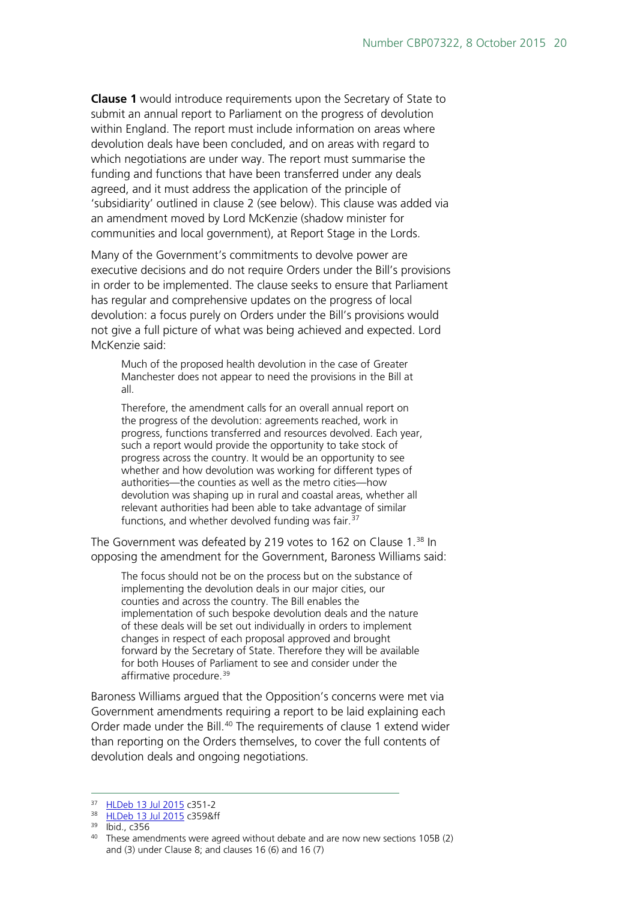**Clause 1** would introduce requirements upon the Secretary of State to submit an annual report to Parliament on the progress of devolution within England. The report must include information on areas where devolution deals have been concluded, and on areas with regard to which negotiations are under way. The report must summarise the funding and functions that have been transferred under any deals agreed, and it must address the application of the principle of 'subsidiarity' outlined in clause 2 (see below). This clause was added via an amendment moved by Lord McKenzie (shadow minister for communities and local government), at Report Stage in the Lords.

Many of the Government's commitments to devolve power are executive decisions and do not require Orders under the Bill's provisions in order to be implemented. The clause seeks to ensure that Parliament has regular and comprehensive updates on the progress of local devolution: a focus purely on Orders under the Bill's provisions would not give a full picture of what was being achieved and expected. Lord McKenzie said:

> Much of the proposed health devolution in the case of Greater Manchester does not appear to need the provisions in the Bill at all.
>
> Therefore, the amendment calls for an overall annual report on the progress of the devolution: agreements reached, work in progress, functions transferred and resources devolved. Each year, such a report would provide the opportunity to take stock of progress across the country. It would be an opportunity to see whether and how devolution was working for different types of authorities—the counties as well as the metro cities—how devolution was shaping up in rural and coastal areas, whether all relevant authorities had been able to take advantage of similar functions, and whether devolved funding was fair.[37]

The Government was defeated by 219 votes to 162 on Clause 1.[38] In opposing the amendment for the Government, Baroness Williams said:

> The focus should not be on the process but on the substance of implementing the devolution deals in our major cities, our counties and across the country. The Bill enables the implementation of such bespoke devolution deals and the nature of these deals will be set out individually in orders to implement changes in respect of each proposal approved and brought forward by the Secretary of State. Therefore they will be available for both Houses of Parliament to see and consider under the affirmative procedure.[39]

Baroness Williams argued that the Opposition's concerns were met via Government amendments requiring a report to be laid explaining each Order made under the Bill.[40] The requirements of clause 1 extend wider than reporting on the Orders themselves, to cover the full contents of devolution deals and ongoing negotiations.

---

[37] HLDeb 13 Jul 2015 c351-2

[38] HLDeb 13 Jul 2015 c359&ff

[39] Ibid., c356

[40] These amendments were agreed without debate and are now new sections 105B (2) and (3) under Clause 8; and clauses 16 (6) and 16 (7)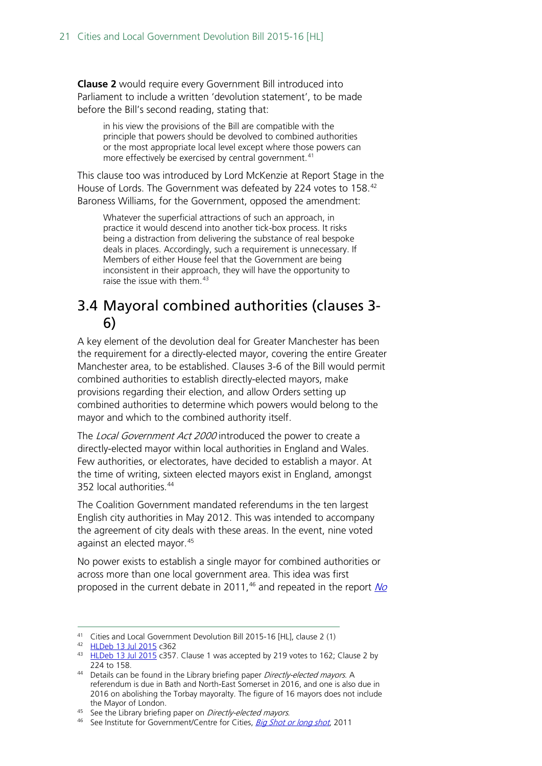**Clause 2** would require every Government Bill introduced into Parliament to include a written 'devolution statement', to be made before the Bill's second reading, stating that:

> in his view the provisions of the Bill are compatible with the principle that powers should be devolved to combined authorities or the most appropriate local level except where those powers can more effectively be exercised by central government.[41]

This clause too was introduced by Lord McKenzie at Report Stage in the House of Lords. The Government was defeated by 224 votes to 158.[42] Baroness Williams, for the Government, opposed the amendment:

> Whatever the superficial attractions of such an approach, in practice it would descend into another tick-box process. It risks being a distraction from delivering the substance of real bespoke deals in places. Accordingly, such a requirement is unnecessary. If Members of either House feel that the Government are being inconsistent in their approach, they will have the opportunity to raise the issue with them.[43]

## 3.4 Mayoral combined authorities (clauses 3-6)

A key element of the devolution deal for Greater Manchester has been the requirement for a directly-elected mayor, covering the entire Greater Manchester area, to be established. Clauses 3-6 of the Bill would permit combined authorities to establish directly-elected mayors, make provisions regarding their election, and allow Orders setting up combined authorities to determine which powers would belong to the mayor and which to the combined authority itself.

The *Local Government Act 2000* introduced the power to create a directly-elected mayor within local authorities in England and Wales. Few authorities, or electorates, have decided to establish a mayor. At the time of writing, sixteen elected mayors exist in England, amongst 352 local authorities.[44]

The Coalition Government mandated referendums in the ten largest English city authorities in May 2012. This was intended to accompany the agreement of city deals with these areas. In the event, nine voted against an elected mayor.[45]

No power exists to establish a single mayor for combined authorities or across more than one local government area. This idea was first proposed in the current debate in 2011,[46] and repeated in the report No

---

[41] Cities and Local Government Devolution Bill 2015-16 [HL], clause 2 (1)

[42] HLDeb 13 Jul 2015 c362

[43] HLDeb 13 Jul 2015 c357. Clause 1 was accepted by 219 votes to 162; Clause 2 by 224 to 158.

[44] Details can be found in the Library briefing paper *Directly-elected mayors*. A referendum is due in Bath and North-East Somerset in 2016, and one is also due in 2016 on abolishing the Torbay mayoralty. The figure of 16 mayors does not include the Mayor of London.

[45] See the Library briefing paper on *Directly-elected mayors*.

[46] See Institute for Government/Centre for Cities, *Big Shot or long shot*, 2011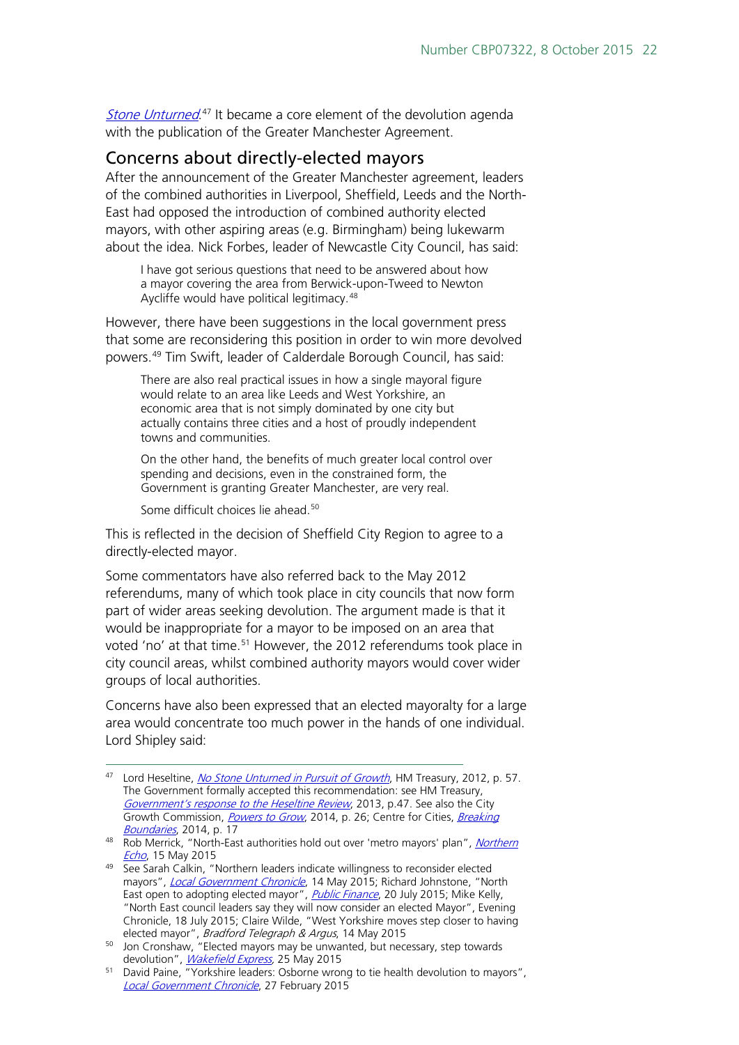*Stone Unturned*.[47] It became a core element of the devolution agenda with the publication of the Greater Manchester Agreement.

## Concerns about directly-elected mayors

After the announcement of the Greater Manchester agreement, leaders of the combined authorities in Liverpool, Sheffield, Leeds and the North-East had opposed the introduction of combined authority elected mayors, with other aspiring areas (e.g. Birmingham) being lukewarm about the idea. Nick Forbes, leader of Newcastle City Council, has said:

> I have got serious questions that need to be answered about how a mayor covering the area from Berwick-upon-Tweed to Newton Aycliffe would have political legitimacy.[48]

However, there have been suggestions in the local government press that some are reconsidering this position in order to win more devolved powers.[49] Tim Swift, leader of Calderdale Borough Council, has said:

> There are also real practical issues in how a single mayoral figure would relate to an area like Leeds and West Yorkshire, an economic area that is not simply dominated by one city but actually contains three cities and a host of proudly independent towns and communities.
>
> On the other hand, the benefits of much greater local control over spending and decisions, even in the constrained form, the Government is granting Greater Manchester, are very real.
>
> Some difficult choices lie ahead.[50]

This is reflected in the decision of Sheffield City Region to agree to a directly-elected mayor.

Some commentators have also referred back to the May 2012 referendums, many of which took place in city councils that now form part of wider areas seeking devolution. The argument made is that it would be inappropriate for a mayor to be imposed on an area that voted 'no' at that time.[51] However, the 2012 referendums took place in city council areas, whilst combined authority mayors would cover wider groups of local authorities.

Concerns have also been expressed that an elected mayoralty for a large area would concentrate too much power in the hands of one individual. Lord Shipley said:

---

[47] Lord Heseltine, *No Stone Unturned in Pursuit of Growth*, HM Treasury, 2012, p. 57. The Government formally accepted this recommendation: see HM Treasury, *Government's response to the Heseltine Review*, 2013, p.47. See also the City Growth Commission, *Powers to Grow*, 2014, p. 26; Centre for Cities, *Breaking Boundaries*, 2014, p. 17

[48] Rob Merrick, "North-East authorities hold out over 'metro mayors' plan", *Northern Echo*, 15 May 2015

[49] See Sarah Calkin, "Northern leaders indicate willingness to reconsider elected mayors", *Local Government Chronicle*, 14 May 2015; Richard Johnstone, "North East open to adopting elected mayor", *Public Finance*, 20 July 2015; Mike Kelly, "North East council leaders say they will now consider an elected Mayor", Evening Chronicle, 18 July 2015; Claire Wilde, "West Yorkshire moves step closer to having elected mayor", *Bradford Telegraph & Argus*, 14 May 2015

[50] Jon Cronshaw, "Elected mayors may be unwanted, but necessary, step towards devolution", *Wakefield Express*, 25 May 2015

[51] David Paine, "Yorkshire leaders: Osborne wrong to tie health devolution to mayors", *Local Government Chronicle*, 27 February 2015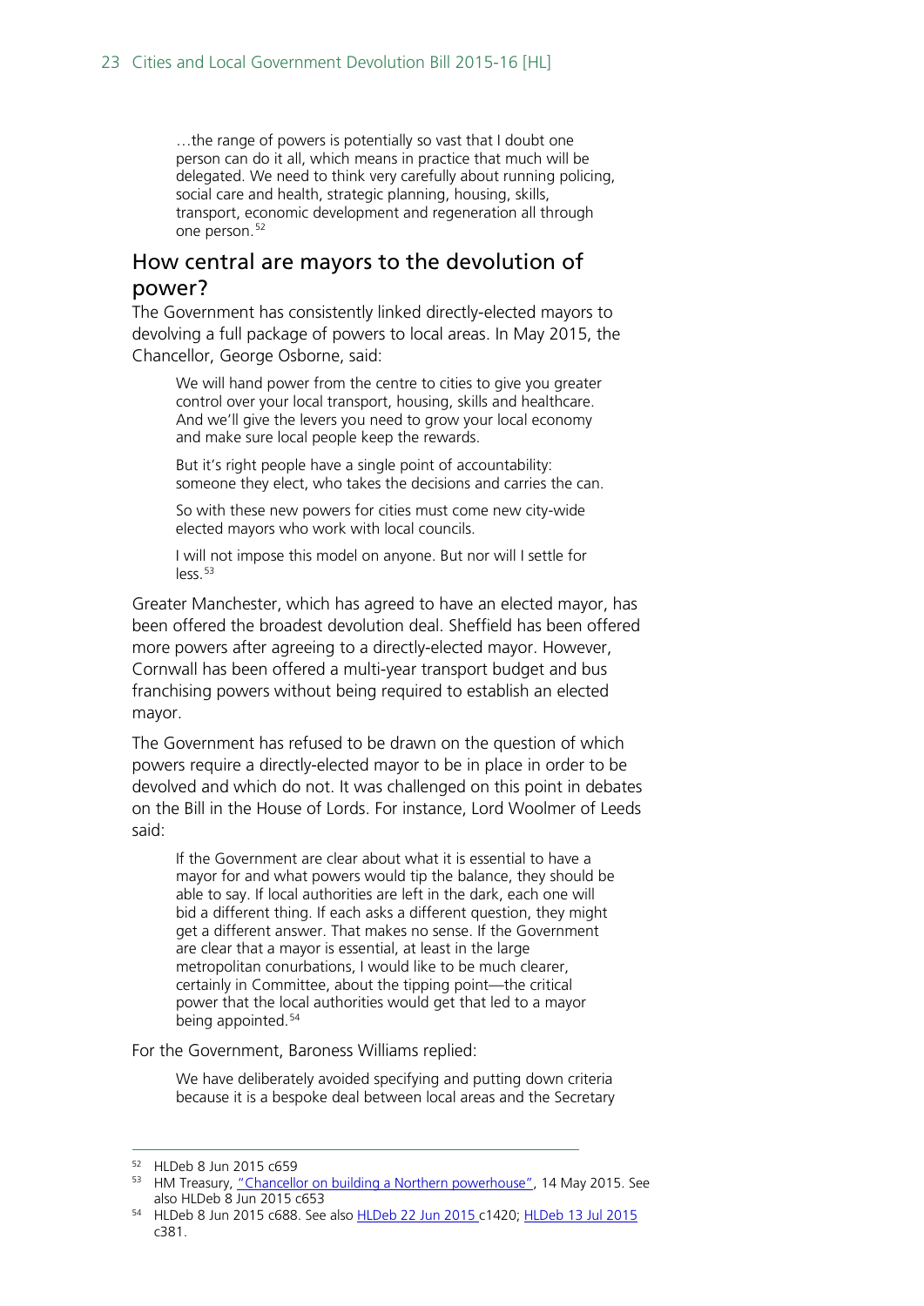> …the range of powers is potentially so vast that I doubt one person can do it all, which means in practice that much will be delegated. We need to think very carefully about running policing, social care and health, strategic planning, housing, skills, transport, economic development and regeneration all through one person.[52]

## How central are mayors to the devolution of power?

The Government has consistently linked directly-elected mayors to devolving a full package of powers to local areas. In May 2015, the Chancellor, George Osborne, said:

> We will hand power from the centre to cities to give you greater control over your local transport, housing, skills and healthcare. And we'll give the levers you need to grow your local economy and make sure local people keep the rewards.
>
> But it's right people have a single point of accountability: someone they elect, who takes the decisions and carries the can.
>
> So with these new powers for cities must come new city-wide elected mayors who work with local councils.
>
> I will not impose this model on anyone. But nor will I settle for less.[53]

Greater Manchester, which has agreed to have an elected mayor, has been offered the broadest devolution deal. Sheffield has been offered more powers after agreeing to a directly-elected mayor. However, Cornwall has been offered a multi-year transport budget and bus franchising powers without being required to establish an elected mayor.

The Government has refused to be drawn on the question of which powers require a directly-elected mayor to be in place in order to be devolved and which do not. It was challenged on this point in debates on the Bill in the House of Lords. For instance, Lord Woolmer of Leeds said:

> If the Government are clear about what it is essential to have a mayor for and what powers would tip the balance, they should be able to say. If local authorities are left in the dark, each one will bid a different thing. If each asks a different question, they might get a different answer. That makes no sense. If the Government are clear that a mayor is essential, at least in the large metropolitan conurbations, I would like to be much clearer, certainly in Committee, about the tipping point—the critical power that the local authorities would get that led to a mayor being appointed.[54]

For the Government, Baroness Williams replied:

> We have deliberately avoided specifying and putting down criteria because it is a bespoke deal between local areas and the Secretary

---

[52] HLDeb 8 Jun 2015 c659

[53] HM Treasury, "Chancellor on building a Northern powerhouse", 14 May 2015. See also HLDeb 8 Jun 2015 c653

[54] HLDeb 8 Jun 2015 c688. See also HLDeb 22 Jun 2015 c1420; HLDeb 13 Jul 2015 c381.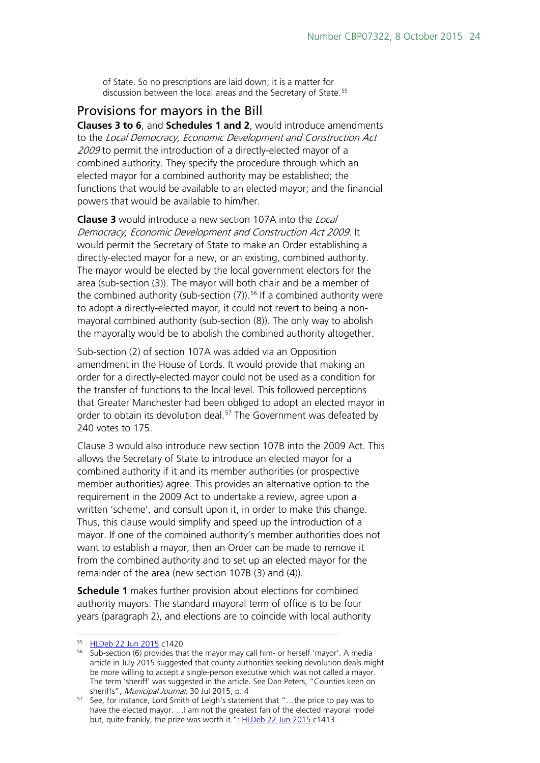of State. So no prescriptions are laid down; it is a matter for discussion between the local areas and the Secretary of State.[55]

## Provisions for mayors in the Bill

**Clauses 3 to 6**, and **Schedules 1 and 2**, would introduce amendments to the *Local Democracy, Economic Development and Construction Act 2009* to permit the introduction of a directly-elected mayor of a combined authority. They specify the procedure through which an elected mayor for a combined authority may be established; the functions that would be available to an elected mayor; and the financial powers that would be available to him/her.

**Clause 3** would introduce a new section 107A into the *Local Democracy, Economic Development and Construction Act 2009*. It would permit the Secretary of State to make an Order establishing a directly-elected mayor for a new, or an existing, combined authority. The mayor would be elected by the local government electors for the area (sub-section (3)). The mayor will both chair and be a member of the combined authority (sub-section (7)).[56] If a combined authority were to adopt a directly-elected mayor, it could not revert to being a non-mayoral combined authority (sub-section (8)). The only way to abolish the mayoralty would be to abolish the combined authority altogether.

Sub-section (2) of section 107A was added via an Opposition amendment in the House of Lords. It would provide that making an order for a directly-elected mayor could not be used as a condition for the transfer of functions to the local level. This followed perceptions that Greater Manchester had been obliged to adopt an elected mayor in order to obtain its devolution deal.[57] The Government was defeated by 240 votes to 175.

Clause 3 would also introduce new section 107B into the 2009 Act. This allows the Secretary of State to introduce an elected mayor for a combined authority if it and its member authorities (or prospective member authorities) agree. This provides an alternative option to the requirement in the 2009 Act to undertake a review, agree upon a written 'scheme', and consult upon it, in order to make this change. Thus, this clause would simplify and speed up the introduction of a mayor. If one of the combined authority's member authorities does not want to establish a mayor, then an Order can be made to remove it from the combined authority and to set up an elected mayor for the remainder of the area (new section 107B (3) and (4)).

**Schedule 1** makes further provision about elections for combined authority mayors. The standard mayoral term of office is to be four years (paragraph 2), and elections are to coincide with local authority

---

[55] HLDeb 22 Jun 2015 c1420

[56] Sub-section (6) provides that the mayor may call him- or herself 'mayor'. A media article in July 2015 suggested that county authorities seeking devolution deals might be more willing to accept a single-person executive which was not called a mayor. The term 'sheriff' was suggested in the article. See Dan Peters, "Counties keen on sheriffs", *Municipal Journal*, 30 Jul 2015, p. 4

[57] See, for instance, Lord Smith of Leigh's statement that "…the price to pay was to have the elected mayor. …I am not the greatest fan of the elected mayoral model but, quite frankly, the prize was worth it.": HLDeb 22 Jun 2015 c1413.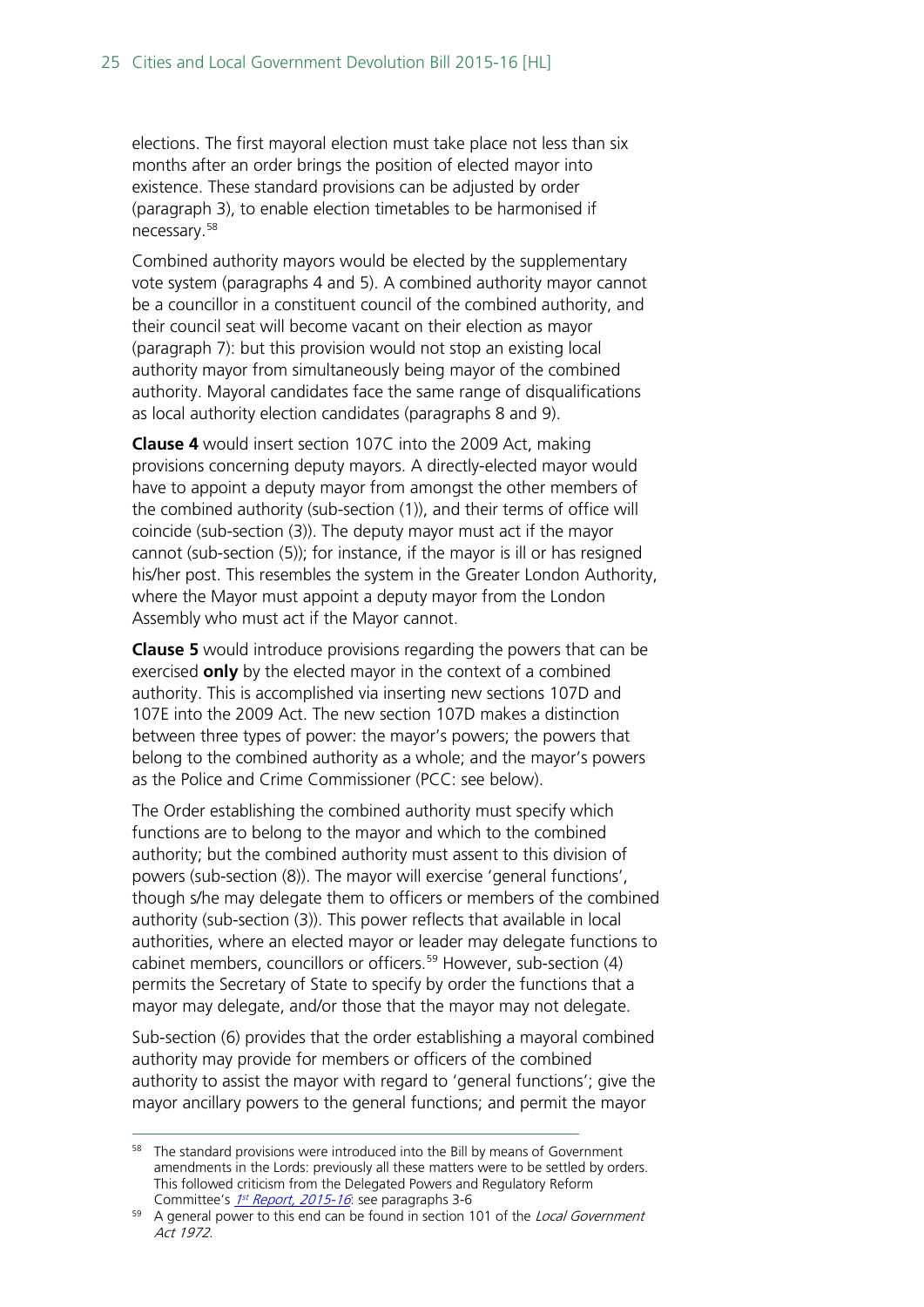elections. The first mayoral election must take place not less than six months after an order brings the position of elected mayor into existence. These standard provisions can be adjusted by order (paragraph 3), to enable election timetables to be harmonised if necessary.[58]

Combined authority mayors would be elected by the supplementary vote system (paragraphs 4 and 5). A combined authority mayor cannot be a councillor in a constituent council of the combined authority, and their council seat will become vacant on their election as mayor (paragraph 7): but this provision would not stop an existing local authority mayor from simultaneously being mayor of the combined authority. Mayoral candidates face the same range of disqualifications as local authority election candidates (paragraphs 8 and 9).

**Clause 4** would insert section 107C into the 2009 Act, making provisions concerning deputy mayors. A directly-elected mayor would have to appoint a deputy mayor from amongst the other members of the combined authority (sub-section (1)), and their terms of office will coincide (sub-section (3)). The deputy mayor must act if the mayor cannot (sub-section (5)); for instance, if the mayor is ill or has resigned his/her post. This resembles the system in the Greater London Authority, where the Mayor must appoint a deputy mayor from the London Assembly who must act if the Mayor cannot.

**Clause 5** would introduce provisions regarding the powers that can be exercised **only** by the elected mayor in the context of a combined authority. This is accomplished via inserting new sections 107D and 107E into the 2009 Act. The new section 107D makes a distinction between three types of power: the mayor's powers; the powers that belong to the combined authority as a whole; and the mayor's powers as the Police and Crime Commissioner (PCC: see below).

The Order establishing the combined authority must specify which functions are to belong to the mayor and which to the combined authority; but the combined authority must assent to this division of powers (sub-section (8)). The mayor will exercise 'general functions', though s/he may delegate them to officers or members of the combined authority (sub-section (3)). This power reflects that available in local authorities, where an elected mayor or leader may delegate functions to cabinet members, councillors or officers.[59] However, sub-section (4) permits the Secretary of State to specify by order the functions that a mayor may delegate, and/or those that the mayor may not delegate.

Sub-section (6) provides that the order establishing a mayoral combined authority may provide for members or officers of the combined authority to assist the mayor with regard to 'general functions'; give the mayor ancillary powers to the general functions; and permit the mayor

---

[58] The standard provisions were introduced into the Bill by means of Government amendments in the Lords: previously all these matters were to be settled by orders. This followed criticism from the Delegated Powers and Regulatory Reform Committee's *1st Report, 2015-16*: see paragraphs 3-6

[59] A general power to this end can be found in section 101 of the *Local Government Act 1972*.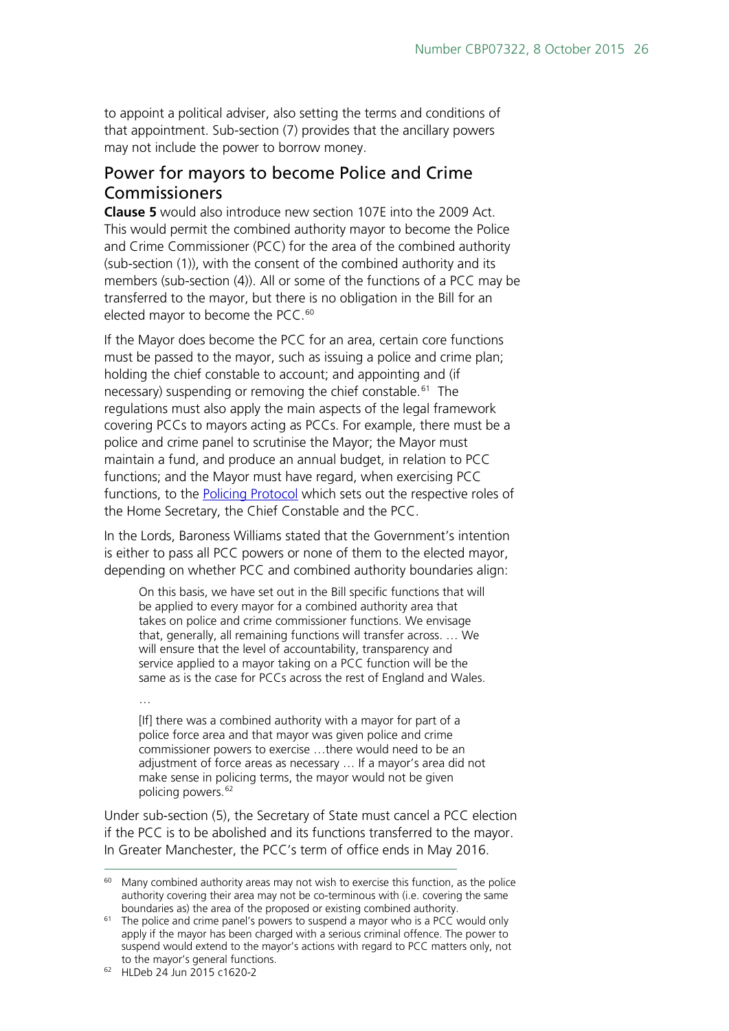to appoint a political adviser, also setting the terms and conditions of that appointment. Sub-section (7) provides that the ancillary powers may not include the power to borrow money.

## Power for mayors to become Police and Crime Commissioners

**Clause 5** would also introduce new section 107E into the 2009 Act. This would permit the combined authority mayor to become the Police and Crime Commissioner (PCC) for the area of the combined authority (sub-section (1)), with the consent of the combined authority and its members (sub-section (4)). All or some of the functions of a PCC may be transferred to the mayor, but there is no obligation in the Bill for an elected mayor to become the PCC.[60]

If the Mayor does become the PCC for an area, certain core functions must be passed to the mayor, such as issuing a police and crime plan; holding the chief constable to account; and appointing and (if necessary) suspending or removing the chief constable.[61] The regulations must also apply the main aspects of the legal framework covering PCCs to mayors acting as PCCs. For example, there must be a police and crime panel to scrutinise the Mayor; the Mayor must maintain a fund, and produce an annual budget, in relation to PCC functions; and the Mayor must have regard, when exercising PCC functions, to the Policing Protocol which sets out the respective roles of the Home Secretary, the Chief Constable and the PCC.

In the Lords, Baroness Williams stated that the Government's intention is either to pass all PCC powers or none of them to the elected mayor, depending on whether PCC and combined authority boundaries align:

> On this basis, we have set out in the Bill specific functions that will be applied to every mayor for a combined authority area that takes on police and crime commissioner functions. We envisage that, generally, all remaining functions will transfer across. … We will ensure that the level of accountability, transparency and service applied to a mayor taking on a PCC function will be the same as is the case for PCCs across the rest of England and Wales.
>
> …
>
> [If] there was a combined authority with a mayor for part of a police force area and that mayor was given police and crime commissioner powers to exercise …there would need to be an adjustment of force areas as necessary … If a mayor's area did not make sense in policing terms, the mayor would not be given policing powers.[62]

Under sub-section (5), the Secretary of State must cancel a PCC election if the PCC is to be abolished and its functions transferred to the mayor. In Greater Manchester, the PCC's term of office ends in May 2016.

---

[60] Many combined authority areas may not wish to exercise this function, as the police authority covering their area may not be co-terminous with (i.e. covering the same boundaries as) the area of the proposed or existing combined authority.

[61] The police and crime panel's powers to suspend a mayor who is a PCC would only apply if the mayor has been charged with a serious criminal offence. The power to suspend would extend to the mayor's actions with regard to PCC matters only, not to the mayor's general functions.

[62] HLDeb 24 Jun 2015 c1620-2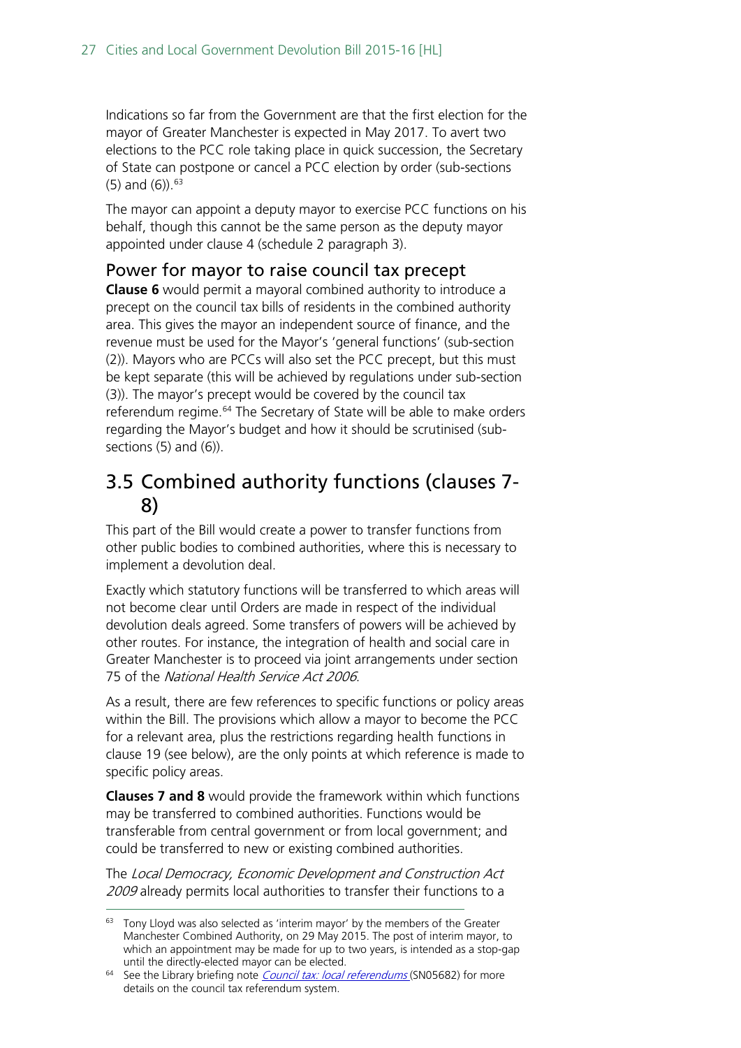Indications so far from the Government are that the first election for the mayor of Greater Manchester is expected in May 2017. To avert two elections to the PCC role taking place in quick succession, the Secretary of State can postpone or cancel a PCC election by order (sub-sections (5) and (6)).[63]

The mayor can appoint a deputy mayor to exercise PCC functions on his behalf, though this cannot be the same person as the deputy mayor appointed under clause 4 (schedule 2 paragraph 3).

### Power for mayor to raise council tax precept

**Clause 6** would permit a mayoral combined authority to introduce a precept on the council tax bills of residents in the combined authority area. This gives the mayor an independent source of finance, and the revenue must be used for the Mayor's 'general functions' (sub-section (2)). Mayors who are PCCs will also set the PCC precept, but this must be kept separate (this will be achieved by regulations under sub-section (3)). The mayor's precept would be covered by the council tax referendum regime.[64] The Secretary of State will be able to make orders regarding the Mayor's budget and how it should be scrutinised (sub-sections (5) and (6)).

## 3.5 Combined authority functions (clauses 7-8)

This part of the Bill would create a power to transfer functions from other public bodies to combined authorities, where this is necessary to implement a devolution deal.

Exactly which statutory functions will be transferred to which areas will not become clear until Orders are made in respect of the individual devolution deals agreed. Some transfers of powers will be achieved by other routes. For instance, the integration of health and social care in Greater Manchester is to proceed via joint arrangements under section 75 of the *National Health Service Act 2006*.

As a result, there are few references to specific functions or policy areas within the Bill. The provisions which allow a mayor to become the PCC for a relevant area, plus the restrictions regarding health functions in clause 19 (see below), are the only points at which reference is made to specific policy areas.

**Clauses 7 and 8** would provide the framework within which functions may be transferred to combined authorities. Functions would be transferable from central government or from local government; and could be transferred to new or existing combined authorities.

The *Local Democracy, Economic Development and Construction Act 2009* already permits local authorities to transfer their functions to a

---

[63] Tony Lloyd was also selected as 'interim mayor' by the members of the Greater Manchester Combined Authority, on 29 May 2015. The post of interim mayor, to which an appointment may be made for up to two years, is intended as a stop-gap until the directly-elected mayor can be elected.

[64] See the Library briefing note *Council tax: local referendums* (SN05682) for more details on the council tax referendum system.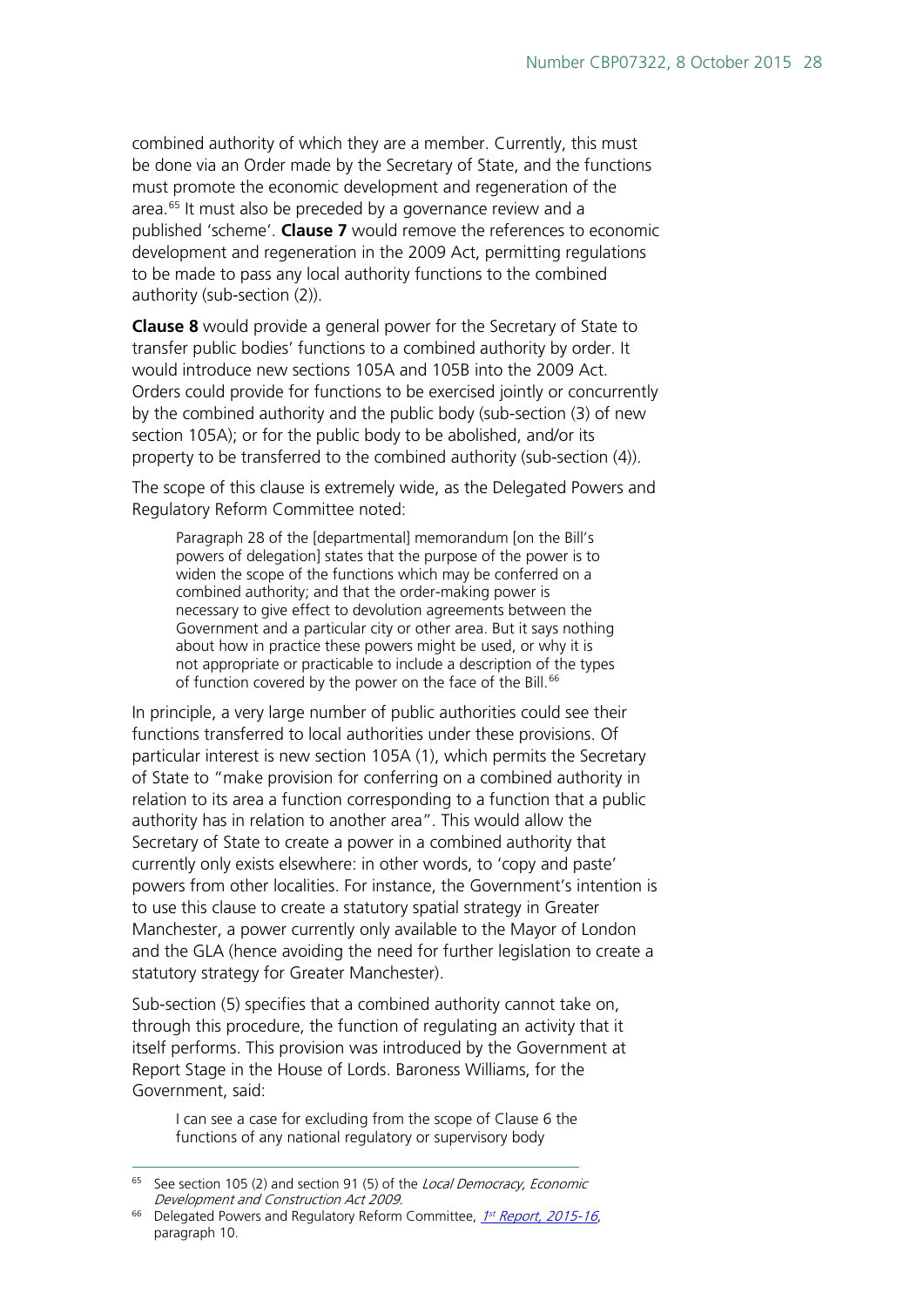combined authority of which they are a member. Currently, this must be done via an Order made by the Secretary of State, and the functions must promote the economic development and regeneration of the area.[65] It must also be preceded by a governance review and a published 'scheme'. **Clause 7** would remove the references to economic development and regeneration in the 2009 Act, permitting regulations to be made to pass any local authority functions to the combined authority (sub-section (2)).

**Clause 8** would provide a general power for the Secretary of State to transfer public bodies' functions to a combined authority by order. It would introduce new sections 105A and 105B into the 2009 Act. Orders could provide for functions to be exercised jointly or concurrently by the combined authority and the public body (sub-section (3) of new section 105A); or for the public body to be abolished, and/or its property to be transferred to the combined authority (sub-section (4)).

The scope of this clause is extremely wide, as the Delegated Powers and Regulatory Reform Committee noted:

> Paragraph 28 of the [departmental] memorandum [on the Bill's powers of delegation] states that the purpose of the power is to widen the scope of the functions which may be conferred on a combined authority; and that the order-making power is necessary to give effect to devolution agreements between the Government and a particular city or other area. But it says nothing about how in practice these powers might be used, or why it is not appropriate or practicable to include a description of the types of function covered by the power on the face of the Bill.[66]

In principle, a very large number of public authorities could see their functions transferred to local authorities under these provisions. Of particular interest is new section 105A (1), which permits the Secretary of State to "make provision for conferring on a combined authority in relation to its area a function corresponding to a function that a public authority has in relation to another area". This would allow the Secretary of State to create a power in a combined authority that currently only exists elsewhere: in other words, to 'copy and paste' powers from other localities. For instance, the Government's intention is to use this clause to create a statutory spatial strategy in Greater Manchester, a power currently only available to the Mayor of London and the GLA (hence avoiding the need for further legislation to create a statutory strategy for Greater Manchester).

Sub-section (5) specifies that a combined authority cannot take on, through this procedure, the function of regulating an activity that it itself performs. This provision was introduced by the Government at Report Stage in the House of Lords. Baroness Williams, for the Government, said:

> I can see a case for excluding from the scope of Clause 6 the functions of any national regulatory or supervisory body

---

[65] See section 105 (2) and section 91 (5) of the *Local Democracy, Economic Development and Construction Act 2009*.

[66] Delegated Powers and Regulatory Reform Committee, *1st Report, 2015-16*, paragraph 10.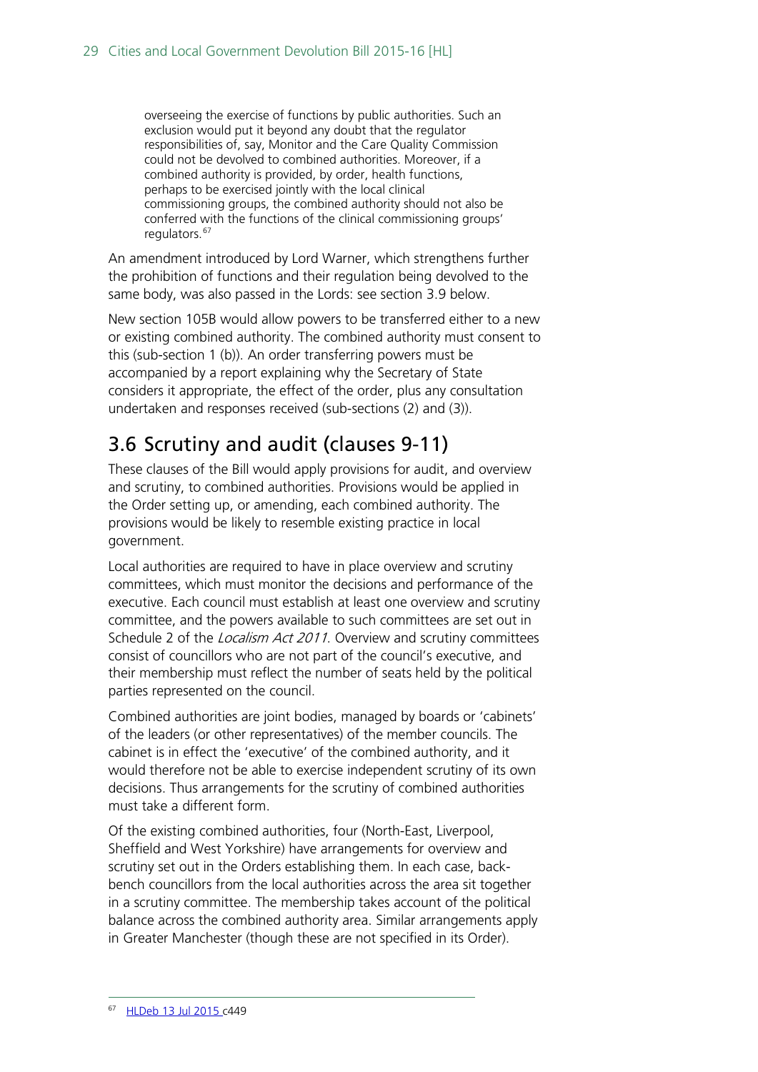> overseeing the exercise of functions by public authorities. Such an exclusion would put it beyond any doubt that the regulator responsibilities of, say, Monitor and the Care Quality Commission could not be devolved to combined authorities. Moreover, if a combined authority is provided, by order, health functions, perhaps to be exercised jointly with the local clinical commissioning groups, the combined authority should not also be conferred with the functions of the clinical commissioning groups' regulators.[67]

An amendment introduced by Lord Warner, which strengthens further the prohibition of functions and their regulation being devolved to the same body, was also passed in the Lords: see section 3.9 below.

New section 105B would allow powers to be transferred either to a new or existing combined authority. The combined authority must consent to this (sub-section 1 (b)). An order transferring powers must be accompanied by a report explaining why the Secretary of State considers it appropriate, the effect of the order, plus any consultation undertaken and responses received (sub-sections (2) and (3)).

## 3.6 Scrutiny and audit (clauses 9-11)

These clauses of the Bill would apply provisions for audit, and overview and scrutiny, to combined authorities. Provisions would be applied in the Order setting up, or amending, each combined authority. The provisions would be likely to resemble existing practice in local government.

Local authorities are required to have in place overview and scrutiny committees, which must monitor the decisions and performance of the executive. Each council must establish at least one overview and scrutiny committee, and the powers available to such committees are set out in Schedule 2 of the *Localism Act 2011*. Overview and scrutiny committees consist of councillors who are not part of the council's executive, and their membership must reflect the number of seats held by the political parties represented on the council.

Combined authorities are joint bodies, managed by boards or 'cabinets' of the leaders (or other representatives) of the member councils. The cabinet is in effect the 'executive' of the combined authority, and it would therefore not be able to exercise independent scrutiny of its own decisions. Thus arrangements for the scrutiny of combined authorities must take a different form.

Of the existing combined authorities, four (North-East, Liverpool, Sheffield and West Yorkshire) have arrangements for overview and scrutiny set out in the Orders establishing them. In each case, back-bench councillors from the local authorities across the area sit together in a scrutiny committee. The membership takes account of the political balance across the combined authority area. Similar arrangements apply in Greater Manchester (though these are not specified in its Order).

[67] HLDeb 13 Jul 2015 c449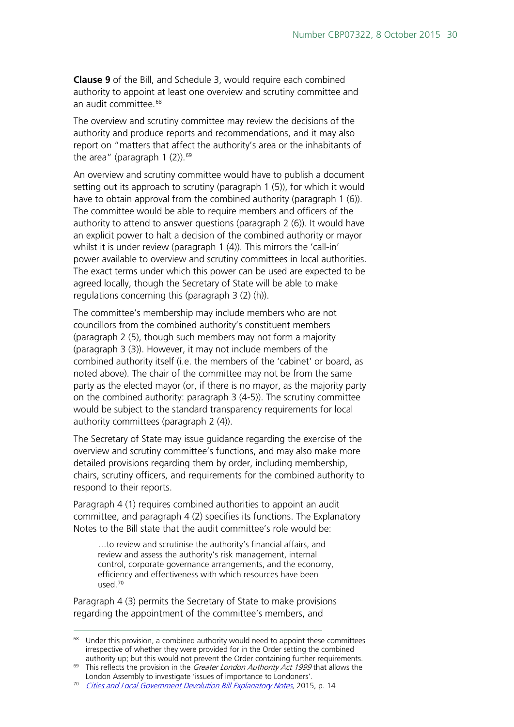**Clause 9** of the Bill, and Schedule 3, would require each combined authority to appoint at least one overview and scrutiny committee and an audit committee.[68]

The overview and scrutiny committee may review the decisions of the authority and produce reports and recommendations, and it may also report on "matters that affect the authority's area or the inhabitants of the area" (paragraph 1 (2)).[69]

An overview and scrutiny committee would have to publish a document setting out its approach to scrutiny (paragraph 1 (5)), for which it would have to obtain approval from the combined authority (paragraph 1 (6)). The committee would be able to require members and officers of the authority to attend to answer questions (paragraph 2 (6)). It would have an explicit power to halt a decision of the combined authority or mayor whilst it is under review (paragraph 1 (4)). This mirrors the 'call-in' power available to overview and scrutiny committees in local authorities. The exact terms under which this power can be used are expected to be agreed locally, though the Secretary of State will be able to make regulations concerning this (paragraph 3 (2) (h)).

The committee's membership may include members who are not councillors from the combined authority's constituent members (paragraph 2 (5), though such members may not form a majority (paragraph 3 (3)). However, it may not include members of the combined authority itself (i.e. the members of the 'cabinet' or board, as noted above). The chair of the committee may not be from the same party as the elected mayor (or, if there is no mayor, as the majority party on the combined authority: paragraph 3 (4-5)). The scrutiny committee would be subject to the standard transparency requirements for local authority committees (paragraph 2 (4)).

The Secretary of State may issue guidance regarding the exercise of the overview and scrutiny committee's functions, and may also make more detailed provisions regarding them by order, including membership, chairs, scrutiny officers, and requirements for the combined authority to respond to their reports.

Paragraph 4 (1) requires combined authorities to appoint an audit committee, and paragraph 4 (2) specifies its functions. The Explanatory Notes to the Bill state that the audit committee's role would be:

> …to review and scrutinise the authority's financial affairs, and review and assess the authority's risk management, internal control, corporate governance arrangements, and the economy, efficiency and effectiveness with which resources have been used.[70]

Paragraph 4 (3) permits the Secretary of State to make provisions regarding the appointment of the committee's members, and

---

[68] Under this provision, a combined authority would need to appoint these committees irrespective of whether they were provided for in the Order setting the combined authority up; but this would not prevent the Order containing further requirements.

[69] This reflects the provision in the *Greater London Authority Act 1999* that allows the London Assembly to investigate 'issues of importance to Londoners'.

[70] *Cities and Local Government Devolution Bill Explanatory Notes*, 2015, p. 14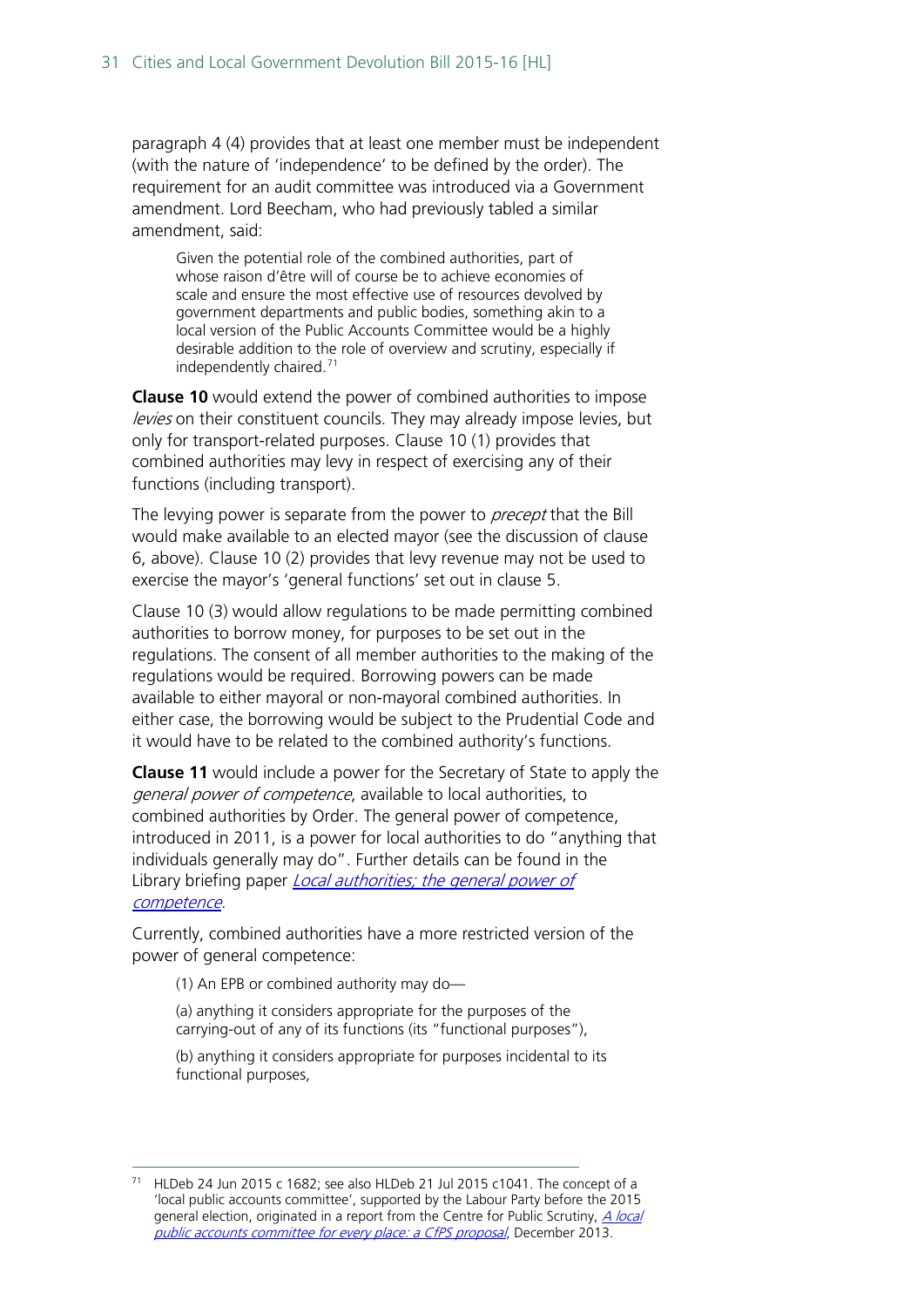paragraph 4 (4) provides that at least one member must be independent (with the nature of 'independence' to be defined by the order). The requirement for an audit committee was introduced via a Government amendment. Lord Beecham, who had previously tabled a similar amendment, said:

> Given the potential role of the combined authorities, part of whose raison d'être will of course be to achieve economies of scale and ensure the most effective use of resources devolved by government departments and public bodies, something akin to a local version of the Public Accounts Committee would be a highly desirable addition to the role of overview and scrutiny, especially if independently chaired.[71]

**Clause 10** would extend the power of combined authorities to impose *levies* on their constituent councils. They may already impose levies, but only for transport-related purposes. Clause 10 (1) provides that combined authorities may levy in respect of exercising any of their functions (including transport).

The levying power is separate from the power to *precept* that the Bill would make available to an elected mayor (see the discussion of clause 6, above). Clause 10 (2) provides that levy revenue may not be used to exercise the mayor's 'general functions' set out in clause 5.

Clause 10 (3) would allow regulations to be made permitting combined authorities to borrow money, for purposes to be set out in the regulations. The consent of all member authorities to the making of the regulations would be required. Borrowing powers can be made available to either mayoral or non-mayoral combined authorities. In either case, the borrowing would be subject to the Prudential Code and it would have to be related to the combined authority's functions.

**Clause 11** would include a power for the Secretary of State to apply the *general power of competence*, available to local authorities, to combined authorities by Order. The general power of competence, introduced in 2011, is a power for local authorities to do "anything that individuals generally may do". Further details can be found in the Library briefing paper *Local authorities; the general power of competence*.

Currently, combined authorities have a more restricted version of the power of general competence:

> (1) An EPB or combined authority may do—
>
> (a) anything it considers appropriate for the purposes of the carrying-out of any of its functions (its "functional purposes"),
>
> (b) anything it considers appropriate for purposes incidental to its functional purposes,

---

[71] HLDeb 24 Jun 2015 c 1682; see also HLDeb 21 Jul 2015 c1041. The concept of a 'local public accounts committee', supported by the Labour Party before the 2015 general election, originated in a report from the Centre for Public Scrutiny, *A local public accounts committee for every place: a CfPS proposal*, December 2013.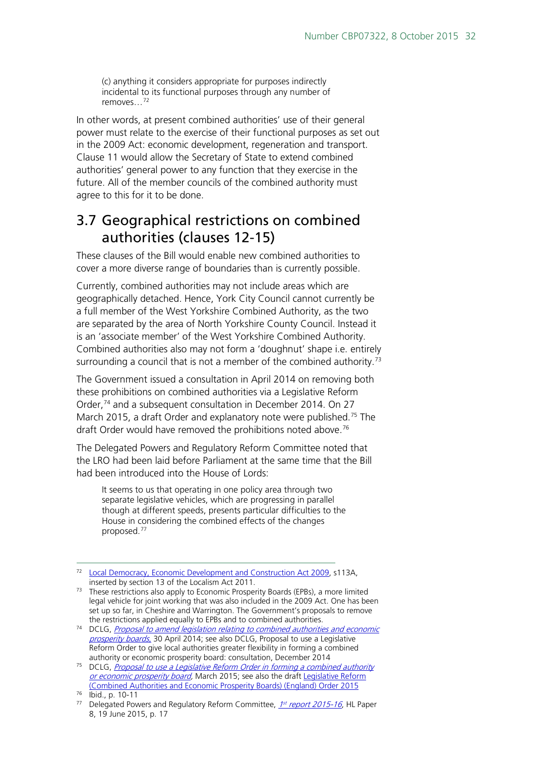> (c) anything it considers appropriate for purposes indirectly incidental to its functional purposes through any number of removes…[72]

In other words, at present combined authorities' use of their general power must relate to the exercise of their functional purposes as set out in the 2009 Act: economic development, regeneration and transport. Clause 11 would allow the Secretary of State to extend combined authorities' general power to any function that they exercise in the future. All of the member councils of the combined authority must agree to this for it to be done.

## 3.7 Geographical restrictions on combined authorities (clauses 12-15)

These clauses of the Bill would enable new combined authorities to cover a more diverse range of boundaries than is currently possible.

Currently, combined authorities may not include areas which are geographically detached. Hence, York City Council cannot currently be a full member of the West Yorkshire Combined Authority, as the two are separated by the area of North Yorkshire County Council. Instead it is an 'associate member' of the West Yorkshire Combined Authority. Combined authorities also may not form a 'doughnut' shape i.e. entirely surrounding a council that is not a member of the combined authority.[73]

The Government issued a consultation in April 2014 on removing both these prohibitions on combined authorities via a Legislative Reform Order,[74] and a subsequent consultation in December 2014. On 27 March 2015, a draft Order and explanatory note were published.[75] The draft Order would have removed the prohibitions noted above.[76]

The Delegated Powers and Regulatory Reform Committee noted that the LRO had been laid before Parliament at the same time that the Bill had been introduced into the House of Lords:

> It seems to us that operating in one policy area through two separate legislative vehicles, which are progressing in parallel though at different speeds, presents particular difficulties to the House in considering the combined effects of the changes proposed.[77]

---

[72] Local Democracy, Economic Development and Construction Act 2009, s113A, inserted by section 13 of the Localism Act 2011.

[73] These restrictions also apply to Economic Prosperity Boards (EPBs), a more limited legal vehicle for joint working that was also included in the 2009 Act. One has been set up so far, in Cheshire and Warrington. The Government's proposals to remove the restrictions applied equally to EPBs and to combined authorities.

[74] DCLG, *Proposal to amend legislation relating to combined authorities and economic prosperity boards*, 30 April 2014; see also DCLG, Proposal to use a Legislative Reform Order to give local authorities greater flexibility in forming a combined authority or economic prosperity board: consultation, December 2014

[75] DCLG, *Proposal to use a Legislative Reform Order in forming a combined authority or economic prosperity board*, March 2015; see also the draft Legislative Reform (Combined Authorities and Economic Prosperity Boards) (England) Order 2015

[76] Ibid., p. 10-11

[77] Delegated Powers and Regulatory Reform Committee, *1st report 2015-16*, HL Paper 8, 19 June 2015, p. 17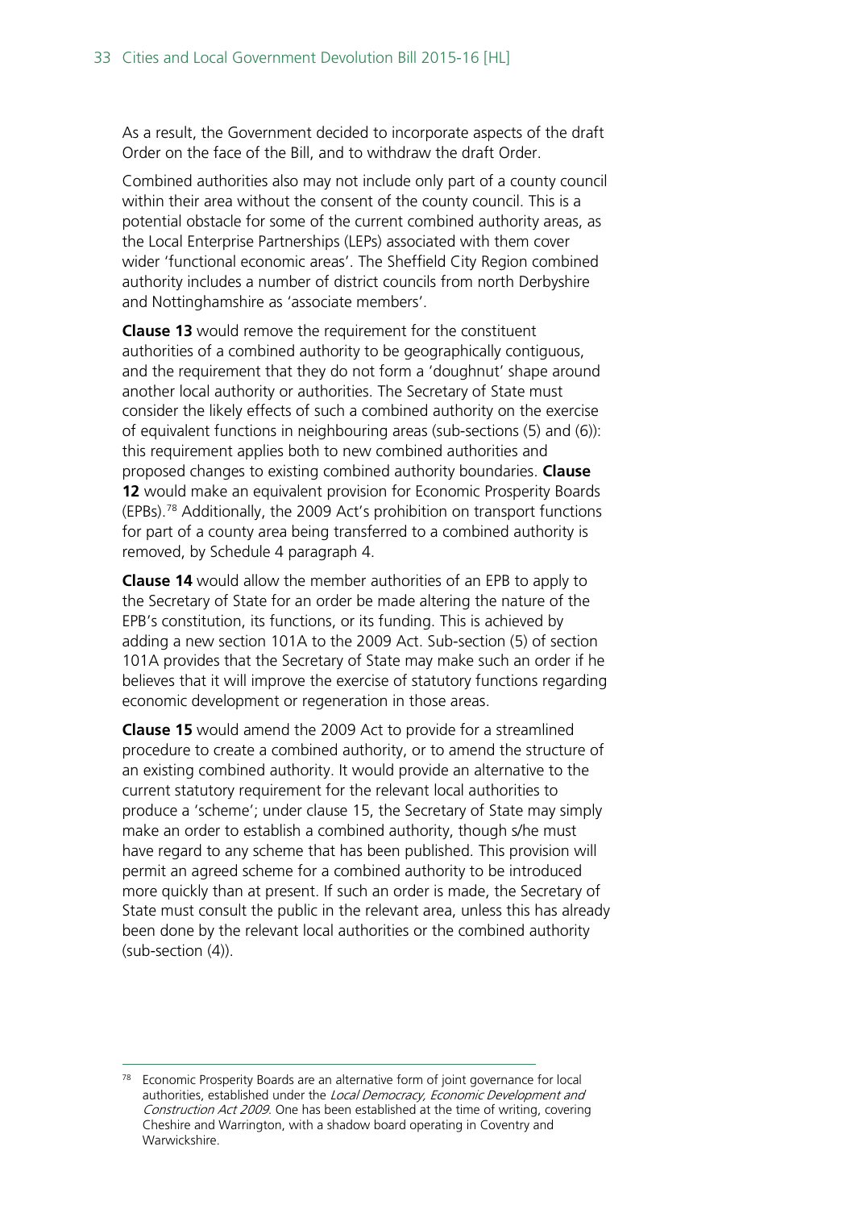As a result, the Government decided to incorporate aspects of the draft Order on the face of the Bill, and to withdraw the draft Order.

Combined authorities also may not include only part of a county council within their area without the consent of the county council. This is a potential obstacle for some of the current combined authority areas, as the Local Enterprise Partnerships (LEPs) associated with them cover wider 'functional economic areas'. The Sheffield City Region combined authority includes a number of district councils from north Derbyshire and Nottinghamshire as 'associate members'.

**Clause 13** would remove the requirement for the constituent authorities of a combined authority to be geographically contiguous, and the requirement that they do not form a 'doughnut' shape around another local authority or authorities. The Secretary of State must consider the likely effects of such a combined authority on the exercise of equivalent functions in neighbouring areas (sub-sections (5) and (6)): this requirement applies both to new combined authorities and proposed changes to existing combined authority boundaries. **Clause 12** would make an equivalent provision for Economic Prosperity Boards (EPBs).[78] Additionally, the 2009 Act's prohibition on transport functions for part of a county area being transferred to a combined authority is removed, by Schedule 4 paragraph 4.

**Clause 14** would allow the member authorities of an EPB to apply to the Secretary of State for an order be made altering the nature of the EPB's constitution, its functions, or its funding. This is achieved by adding a new section 101A to the 2009 Act. Sub-section (5) of section 101A provides that the Secretary of State may make such an order if he believes that it will improve the exercise of statutory functions regarding economic development or regeneration in those areas.

**Clause 15** would amend the 2009 Act to provide for a streamlined procedure to create a combined authority, or to amend the structure of an existing combined authority. It would provide an alternative to the current statutory requirement for the relevant local authorities to produce a 'scheme'; under clause 15, the Secretary of State may simply make an order to establish a combined authority, though s/he must have regard to any scheme that has been published. This provision will permit an agreed scheme for a combined authority to be introduced more quickly than at present. If such an order is made, the Secretary of State must consult the public in the relevant area, unless this has already been done by the relevant local authorities or the combined authority (sub-section (4)).

---

[78] Economic Prosperity Boards are an alternative form of joint governance for local authorities, established under the *Local Democracy, Economic Development and Construction Act 2009*. One has been established at the time of writing, covering Cheshire and Warrington, with a shadow board operating in Coventry and Warwickshire.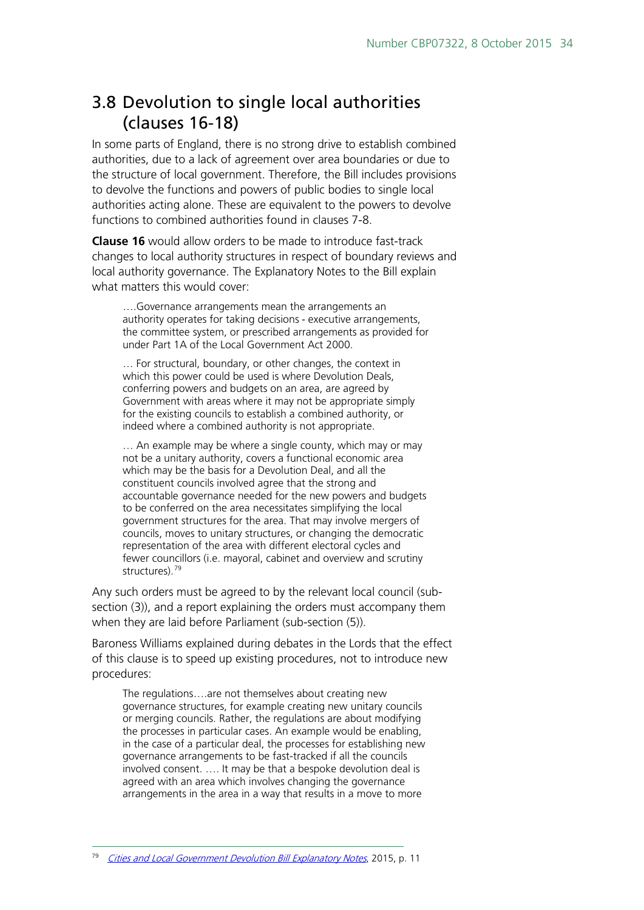## 3.8 Devolution to single local authorities (clauses 16-18)

In some parts of England, there is no strong drive to establish combined authorities, due to a lack of agreement over area boundaries or due to the structure of local government. Therefore, the Bill includes provisions to devolve the functions and powers of public bodies to single local authorities acting alone. These are equivalent to the powers to devolve functions to combined authorities found in clauses 7-8.

**Clause 16** would allow orders to be made to introduce fast-track changes to local authority structures in respect of boundary reviews and local authority governance. The Explanatory Notes to the Bill explain what matters this would cover:

> ….Governance arrangements mean the arrangements an authority operates for taking decisions - executive arrangements, the committee system, or prescribed arrangements as provided for under Part 1A of the Local Government Act 2000.
>
> … For structural, boundary, or other changes, the context in which this power could be used is where Devolution Deals, conferring powers and budgets on an area, are agreed by Government with areas where it may not be appropriate simply for the existing councils to establish a combined authority, or indeed where a combined authority is not appropriate.
>
> … An example may be where a single county, which may or may not be a unitary authority, covers a functional economic area which may be the basis for a Devolution Deal, and all the constituent councils involved agree that the strong and accountable governance needed for the new powers and budgets to be conferred on the area necessitates simplifying the local government structures for the area. That may involve mergers of councils, moves to unitary structures, or changing the democratic representation of the area with different electoral cycles and fewer councillors (i.e. mayoral, cabinet and overview and scrutiny structures).[79]

Any such orders must be agreed to by the relevant local council (sub-section (3)), and a report explaining the orders must accompany them when they are laid before Parliament (sub-section (5)).

Baroness Williams explained during debates in the Lords that the effect of this clause is to speed up existing procedures, not to introduce new procedures:

> The regulations….are not themselves about creating new governance structures, for example creating new unitary councils or merging councils. Rather, the regulations are about modifying the processes in particular cases. An example would be enabling, in the case of a particular deal, the processes for establishing new governance arrangements to be fast-tracked if all the councils involved consent. …. It may be that a bespoke devolution deal is agreed with an area which involves changing the governance arrangements in the area in a way that results in a move to more

---

[79] *Cities and Local Government Devolution Bill Explanatory Notes*, 2015, p. 11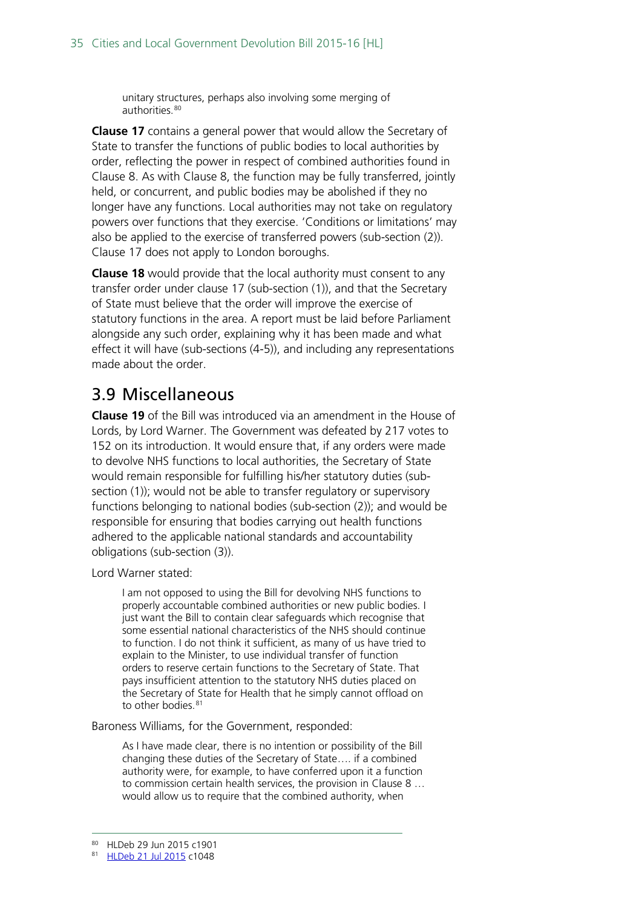> unitary structures, perhaps also involving some merging of authorities.[80]

**Clause 17** contains a general power that would allow the Secretary of State to transfer the functions of public bodies to local authorities by order, reflecting the power in respect of combined authorities found in Clause 8. As with Clause 8, the function may be fully transferred, jointly held, or concurrent, and public bodies may be abolished if they no longer have any functions. Local authorities may not take on regulatory powers over functions that they exercise. 'Conditions or limitations' may also be applied to the exercise of transferred powers (sub-section (2)). Clause 17 does not apply to London boroughs.

**Clause 18** would provide that the local authority must consent to any transfer order under clause 17 (sub-section (1)), and that the Secretary of State must believe that the order will improve the exercise of statutory functions in the area. A report must be laid before Parliament alongside any such order, explaining why it has been made and what effect it will have (sub-sections (4-5)), and including any representations made about the order.

## 3.9 Miscellaneous

**Clause 19** of the Bill was introduced via an amendment in the House of Lords, by Lord Warner. The Government was defeated by 217 votes to 152 on its introduction. It would ensure that, if any orders were made to devolve NHS functions to local authorities, the Secretary of State would remain responsible for fulfilling his/her statutory duties (sub-section (1)); would not be able to transfer regulatory or supervisory functions belonging to national bodies (sub-section (2)); and would be responsible for ensuring that bodies carrying out health functions adhered to the applicable national standards and accountability obligations (sub-section (3)).

Lord Warner stated:

> I am not opposed to using the Bill for devolving NHS functions to properly accountable combined authorities or new public bodies. I just want the Bill to contain clear safeguards which recognise that some essential national characteristics of the NHS should continue to function. I do not think it sufficient, as many of us have tried to explain to the Minister, to use individual transfer of function orders to reserve certain functions to the Secretary of State. That pays insufficient attention to the statutory NHS duties placed on the Secretary of State for Health that he simply cannot offload on to other bodies.[81]

Baroness Williams, for the Government, responded:

> As I have made clear, there is no intention or possibility of the Bill changing these duties of the Secretary of State…. if a combined authority were, for example, to have conferred upon it a function to commission certain health services, the provision in Clause 8 … would allow us to require that the combined authority, when

---

[80] HLDeb 29 Jun 2015 c1901

[81] HLDeb 21 Jul 2015 c1048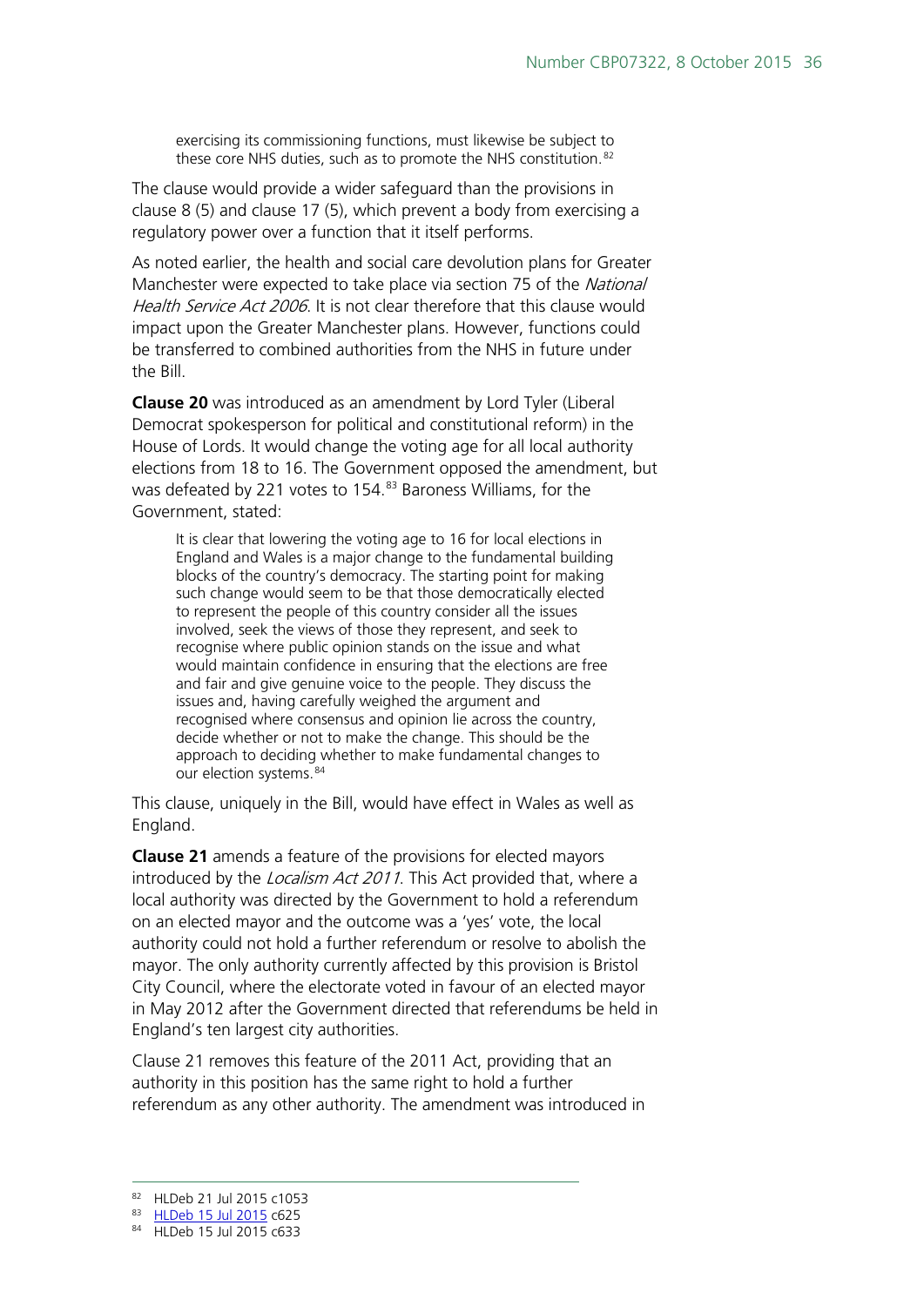> exercising its commissioning functions, must likewise be subject to these core NHS duties, such as to promote the NHS constitution.[82]

The clause would provide a wider safeguard than the provisions in clause 8 (5) and clause 17 (5), which prevent a body from exercising a regulatory power over a function that it itself performs.

As noted earlier, the health and social care devolution plans for Greater Manchester were expected to take place via section 75 of the *National Health Service Act 2006*. It is not clear therefore that this clause would impact upon the Greater Manchester plans. However, functions could be transferred to combined authorities from the NHS in future under the Bill.

**Clause 20** was introduced as an amendment by Lord Tyler (Liberal Democrat spokesperson for political and constitutional reform) in the House of Lords. It would change the voting age for all local authority elections from 18 to 16. The Government opposed the amendment, but was defeated by 221 votes to 154.[83] Baroness Williams, for the Government, stated:

> It is clear that lowering the voting age to 16 for local elections in England and Wales is a major change to the fundamental building blocks of the country's democracy. The starting point for making such change would seem to be that those democratically elected to represent the people of this country consider all the issues involved, seek the views of those they represent, and seek to recognise where public opinion stands on the issue and what would maintain confidence in ensuring that the elections are free and fair and give genuine voice to the people. They discuss the issues and, having carefully weighed the argument and recognised where consensus and opinion lie across the country, decide whether or not to make the change. This should be the approach to deciding whether to make fundamental changes to our election systems.[84]

This clause, uniquely in the Bill, would have effect in Wales as well as England.

**Clause 21** amends a feature of the provisions for elected mayors introduced by the *Localism Act 2011*. This Act provided that, where a local authority was directed by the Government to hold a referendum on an elected mayor and the outcome was a 'yes' vote, the local authority could not hold a further referendum or resolve to abolish the mayor. The only authority currently affected by this provision is Bristol City Council, where the electorate voted in favour of an elected mayor in May 2012 after the Government directed that referendums be held in England's ten largest city authorities.

Clause 21 removes this feature of the 2011 Act, providing that an authority in this position has the same right to hold a further referendum as any other authority. The amendment was introduced in

---

[82] HLDeb 21 Jul 2015 c1053

[83] HLDeb 15 Jul 2015 c625

[84] HLDeb 15 Jul 2015 c633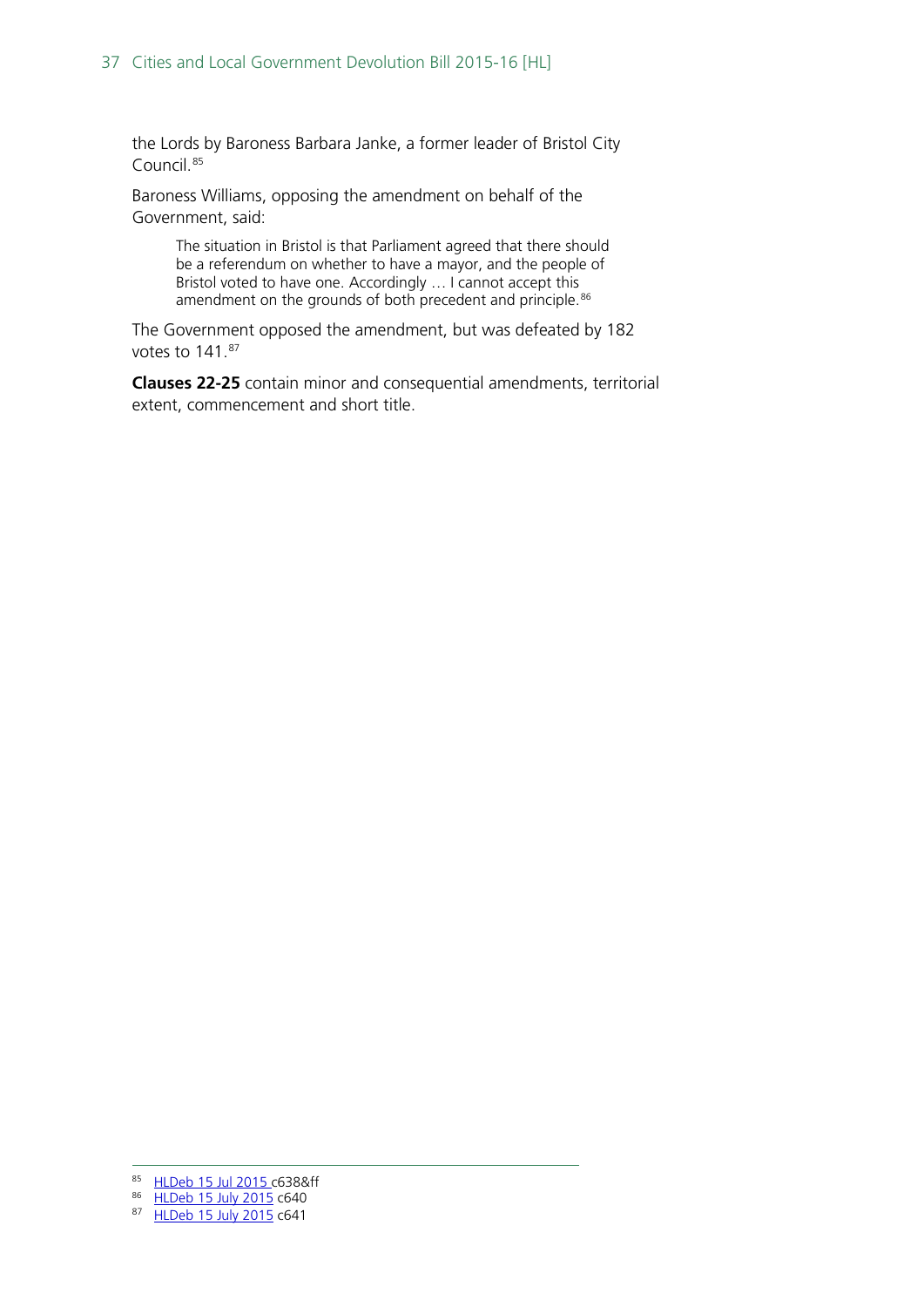the Lords by Baroness Barbara Janke, a former leader of Bristol City Council.[85]

Baroness Williams, opposing the amendment on behalf of the Government, said:

> The situation in Bristol is that Parliament agreed that there should be a referendum on whether to have a mayor, and the people of Bristol voted to have one. Accordingly … I cannot accept this amendment on the grounds of both precedent and principle.[86]

The Government opposed the amendment, but was defeated by 182 votes to 141.[87]

**Clauses 22-25** contain minor and consequential amendments, territorial extent, commencement and short title.

---

[85] HLDeb 15 Jul 2015 c638&ff

[86] HLDeb 15 July 2015 c640

[87] HLDeb 15 July 2015 c641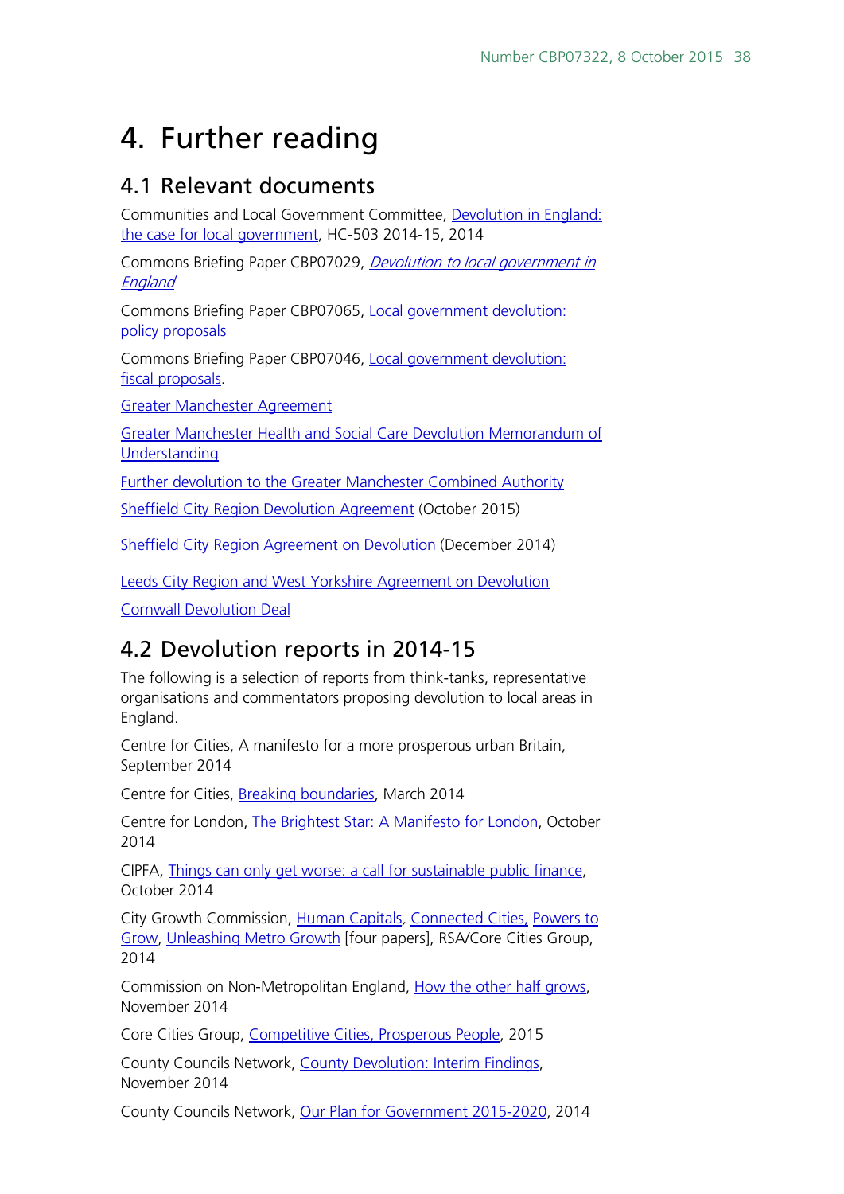# 4. Further reading

## 4.1 Relevant documents

Communities and Local Government Committee, Devolution in England: the case for local government, HC-503 2014-15, 2014

Commons Briefing Paper CBP07029, *Devolution to local government in England*

Commons Briefing Paper CBP07065, Local government devolution: policy proposals

Commons Briefing Paper CBP07046, Local government devolution: fiscal proposals.

Greater Manchester Agreement

Greater Manchester Health and Social Care Devolution Memorandum of Understanding

Further devolution to the Greater Manchester Combined Authority

Sheffield City Region Devolution Agreement (October 2015)

Sheffield City Region Agreement on Devolution (December 2014)

Leeds City Region and West Yorkshire Agreement on Devolution

Cornwall Devolution Deal

## 4.2 Devolution reports in 2014-15

The following is a selection of reports from think-tanks, representative organisations and commentators proposing devolution to local areas in England.

Centre for Cities, A manifesto for a more prosperous urban Britain, September 2014

Centre for Cities, Breaking boundaries, March 2014

Centre for London, The Brightest Star: A Manifesto for London, October 2014

CIPFA, Things can only get worse: a call for sustainable public finance, October 2014

City Growth Commission, Human Capitals, Connected Cities, Powers to Grow, Unleashing Metro Growth [four papers], RSA/Core Cities Group, 2014

Commission on Non-Metropolitan England, How the other half grows, November 2014

Core Cities Group, Competitive Cities, Prosperous People, 2015

County Councils Network, County Devolution: Interim Findings, November 2014

County Councils Network, Our Plan for Government 2015-2020, 2014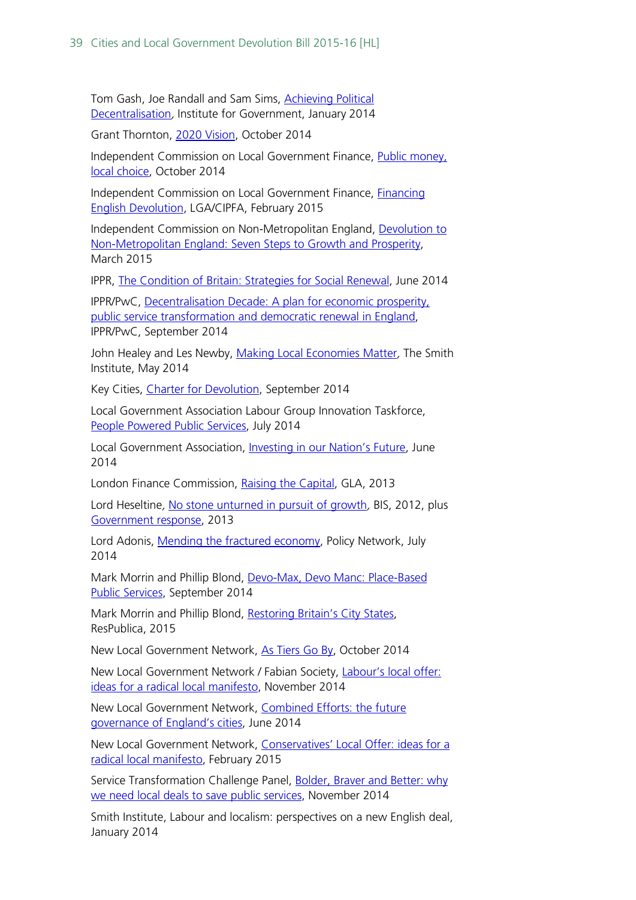Tom Gash, Joe Randall and Sam Sims, Achieving Political Decentralisation, Institute for Government, January 2014

Grant Thornton, 2020 Vision, October 2014

Independent Commission on Local Government Finance, Public money, local choice, October 2014

Independent Commission on Local Government Finance, Financing English Devolution, LGA/CIPFA, February 2015

Independent Commission on Non-Metropolitan England, Devolution to Non-Metropolitan England: Seven Steps to Growth and Prosperity, March 2015

IPPR, The Condition of Britain: Strategies for Social Renewal, June 2014

IPPR/PwC, Decentralisation Decade: A plan for economic prosperity, public service transformation and democratic renewal in England, IPPR/PwC, September 2014

John Healey and Les Newby, Making Local Economies Matter, The Smith Institute, May 2014

Key Cities, Charter for Devolution, September 2014

Local Government Association Labour Group Innovation Taskforce, People Powered Public Services, July 2014

Local Government Association, Investing in our Nation's Future, June 2014

London Finance Commission, Raising the Capital, GLA, 2013

Lord Heseltine, No stone unturned in pursuit of growth, BIS, 2012, plus Government response, 2013

Lord Adonis, Mending the fractured economy, Policy Network, July 2014

Mark Morrin and Phillip Blond, Devo-Max, Devo Manc: Place-Based Public Services, September 2014

Mark Morrin and Phillip Blond, Restoring Britain's City States, ResPublica, 2015

New Local Government Network, As Tiers Go By, October 2014

New Local Government Network / Fabian Society, Labour's local offer: ideas for a radical local manifesto, November 2014

New Local Government Network, Combined Efforts: the future governance of England's cities, June 2014

New Local Government Network, Conservatives' Local Offer: ideas for a radical local manifesto, February 2015

Service Transformation Challenge Panel, Bolder, Braver and Better: why we need local deals to save public services, November 2014

Smith Institute, Labour and localism: perspectives on a new English deal, January 2014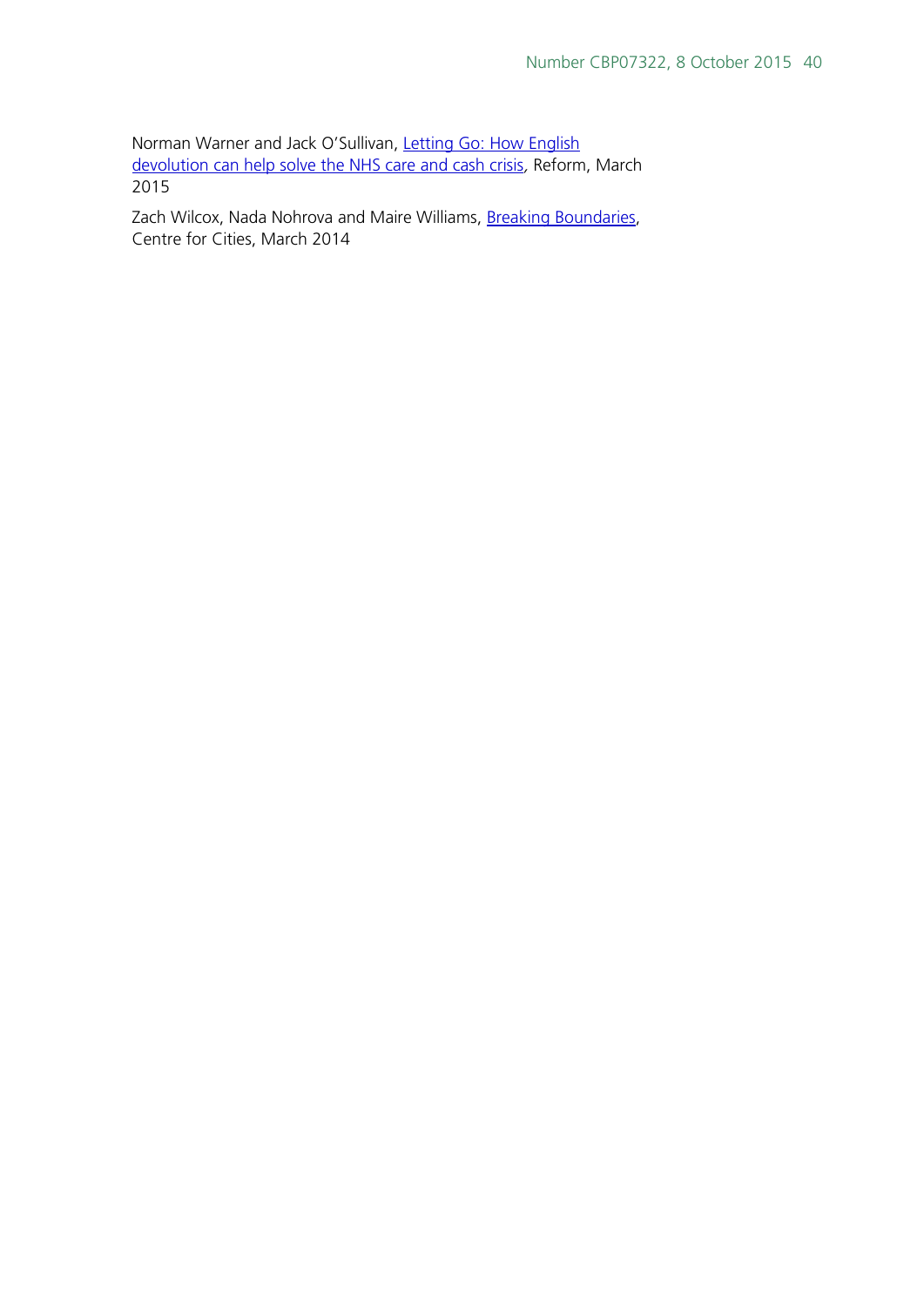Norman Warner and Jack O'Sullivan, Letting Go: How English devolution can help solve the NHS care and cash crisis, Reform, March 2015

Zach Wilcox, Nada Nohrova and Maire Williams, Breaking Boundaries, Centre for Cities, March 2014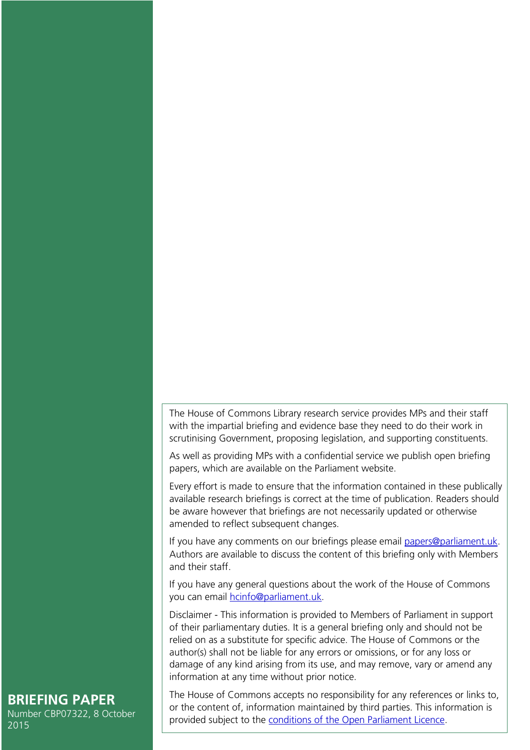The House of Commons Library research service provides MPs and their staff with the impartial briefing and evidence base they need to do their work in scrutinising Government, proposing legislation, and supporting constituents.

As well as providing MPs with a confidential service we publish open briefing papers, which are available on the Parliament website.

Every effort is made to ensure that the information contained in these publically available research briefings is correct at the time of publication. Readers should be aware however that briefings are not necessarily updated or otherwise amended to reflect subsequent changes.

If you have any comments on our briefings please email [papers@parliament.uk](mailto:papers@parliament.uk). Authors are available to discuss the content of this briefing only with Members and their staff.

If you have any general questions about the work of the House of Commons you can email [hcinfo@parliament.uk](mailto:hcinfo@parliament.uk).

Disclaimer - This information is provided to Members of Parliament in support of their parliamentary duties. It is a general briefing only and should not be relied on as a substitute for specific advice. The House of Commons or the author(s) shall not be liable for any errors or omissions, or for any loss or damage of any kind arising from its use, and may remove, vary or amend any information at any time without prior notice.

The House of Commons accepts no responsibility for any references or links to, or the content of, information maintained by third parties. This information is provided subject to the conditions of the Open Parliament Licence.

**BRIEFING PAPER**

Number CBP07322, 8 October 2015